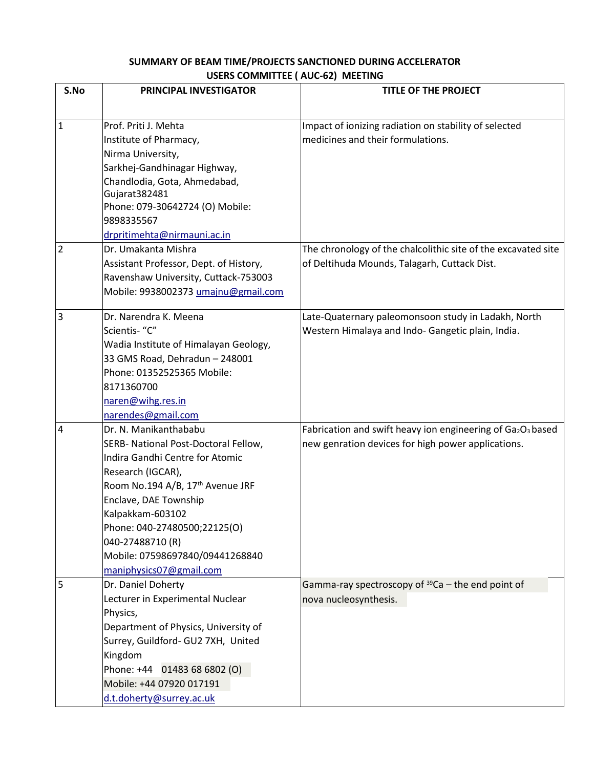**SUMMARY OF BEAM TIME/PROJECTS SANCTIONED DURING ACCELERATOR USERS COMMITTEE ( AUC-62) MEETING**

| S.No | PRINCIPAL INVESTIGATOR | TITLE OF THE PROJECT |
|---|---|---|
| 1 | Prof. Priti J. Mehta<br>Institute of Pharmacy,<br>Nirma University,<br>Sarkhej-Gandhinagar Highway,<br>Chandlodia, Gota, Ahmedabad,<br>Gujarat382481<br>Phone: 079-30642724 (O) Mobile: 9898335567<br>drpritimehta@nirmauni.ac.in | Impact of ionizing radiation on stability of selected medicines and their formulations. |
| 2 | Dr. Umakanta Mishra<br>Assistant Professor, Dept. of History,<br>Ravenshaw University, Cuttack-753003<br>Mobile: 9938002373 umajnu@gmail.com | The chronology of the chalcolithic site of the excavated site of Deltihuda Mounds, Talagarh, Cuttack Dist. |
| 3 | Dr. Narendra K. Meena<br>Scientis- "C"<br>Wadia Institute of Himalayan Geology,<br>33 GMS Road, Dehradun – 248001<br>Phone: 01352525365 Mobile: 8171360700<br>naren@wihg.res.in<br>narendes@gmail.com | Late-Quaternary paleomonsoon study in Ladakh, North Western Himalaya and Indo- Gangetic plain, India. |
| 4 | Dr. N. Manikanthababu<br>SERB- National Post-Doctoral Fellow,<br>Indira Gandhi Centre for Atomic Research (IGCAR),<br>Room No.194 A/B, 17th Avenue JRF Enclave, DAE Township<br>Kalpakkam-603102<br>Phone: 040-27480500;22125(O)<br>040-27488710 (R)<br>Mobile: 07598697840/09441268840<br>maniphysics07@gmail.com | Fabrication and swift heavy ion engineering of $Ga_2O_3$ based new genration devices for high power applications. |
| 5 | Dr. Daniel Doherty<br>Lecturer in Experimental Nuclear Physics,<br>Department of Physics, University of Surrey, Guildford- GU2 7XH, United Kingdom<br>Phone: +44 01483 68 6802 (O)<br>Mobile: +44 07920 017191<br>d.t.doherty@surrey.ac.uk | Gamma-ray spectroscopy of $^{39}Ca$ – the end point of nova nucleosynthesis. |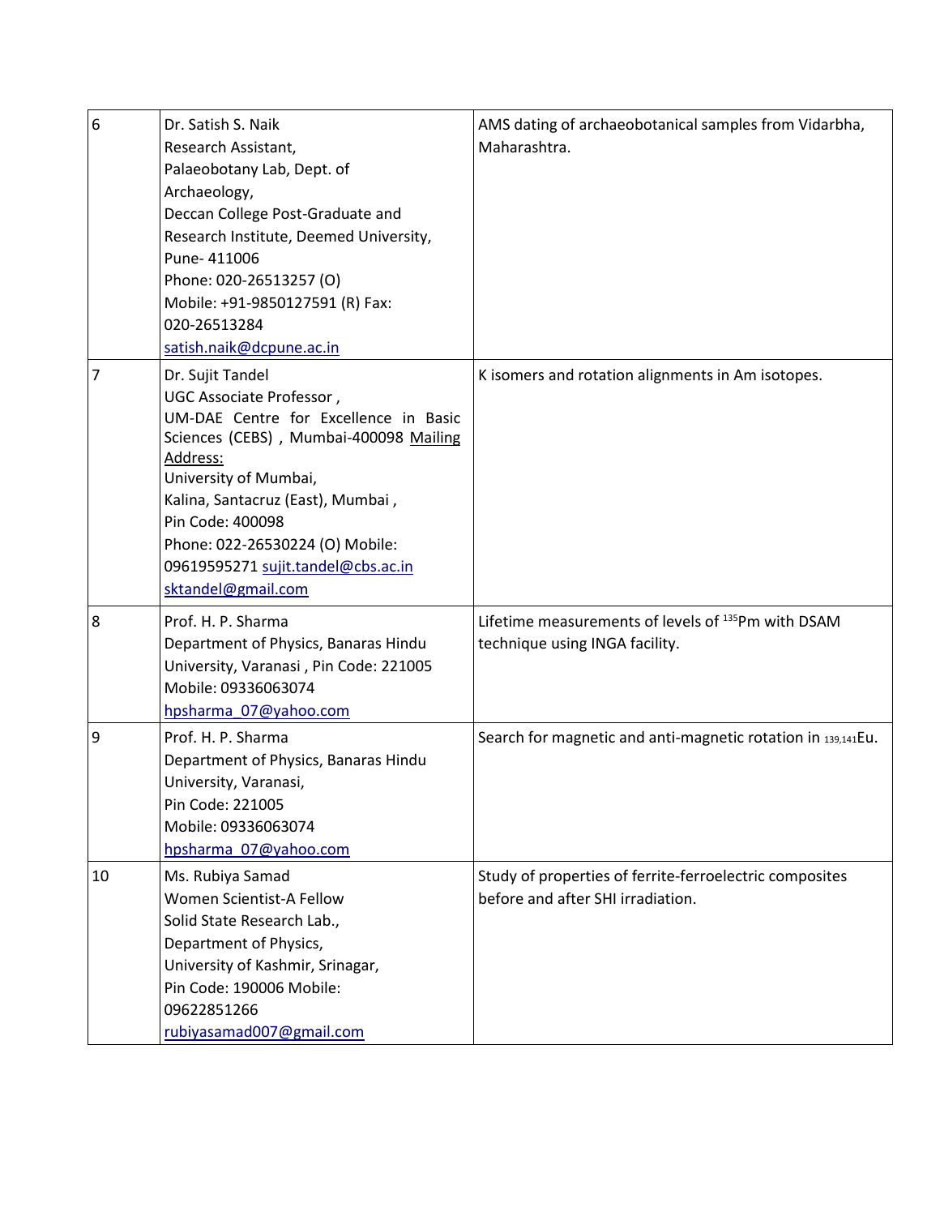| | | |
|---|---|---|
| 6 | Dr. Satish S. Naik<br>Research Assistant,<br>Palaeobotany Lab, Dept. of Archaeology,<br>Deccan College Post-Graduate and Research Institute, Deemed University,<br>Pune- 411006<br>Phone: 020-26513257 (O)<br>Mobile: +91-9850127591 (R) Fax: 020-26513284<br>satish.naik@dcpune.ac.in | AMS dating of archaeobotanical samples from Vidarbha, Maharashtra. |
| 7 | Dr. Sujit Tandel<br>UGC Associate Professor ,<br>UM-DAE Centre for Excellence in Basic Sciences (CEBS) , Mumbai-400098 Mailing Address:<br>University of Mumbai,<br>Kalina, Santacruz (East), Mumbai ,<br>Pin Code: 400098<br>Phone: 022-26530224 (O) Mobile: 09619595271 sujit.tandel@cbs.ac.in<br>sktandel@gmail.com | K isomers and rotation alignments in Am isotopes. |
| 8 | Prof. H. P. Sharma<br>Department of Physics, Banaras Hindu University, Varanasi , Pin Code: 221005<br>Mobile: 09336063074<br>hpsharma_07@yahoo.com | Lifetime measurements of levels of $^{135}$Pm with DSAM technique using INGA facility. |
| 9 | Prof. H. P. Sharma<br>Department of Physics, Banaras Hindu University, Varanasi,<br>Pin Code: 221005<br>Mobile: 09336063074<br>hpsharma_07@yahoo.com | Search for magnetic and anti-magnetic rotation in $_{139,141}$Eu. |
| 10 | Ms. Rubiya Samad<br>Women Scientist-A Fellow<br>Solid State Research Lab.,<br>Department of Physics,<br>University of Kashmir, Srinagar,<br>Pin Code: 190006 Mobile: 09622851266<br>rubiyasamad007@gmail.com | Study of properties of ferrite-ferroelectric composites before and after SHI irradiation. |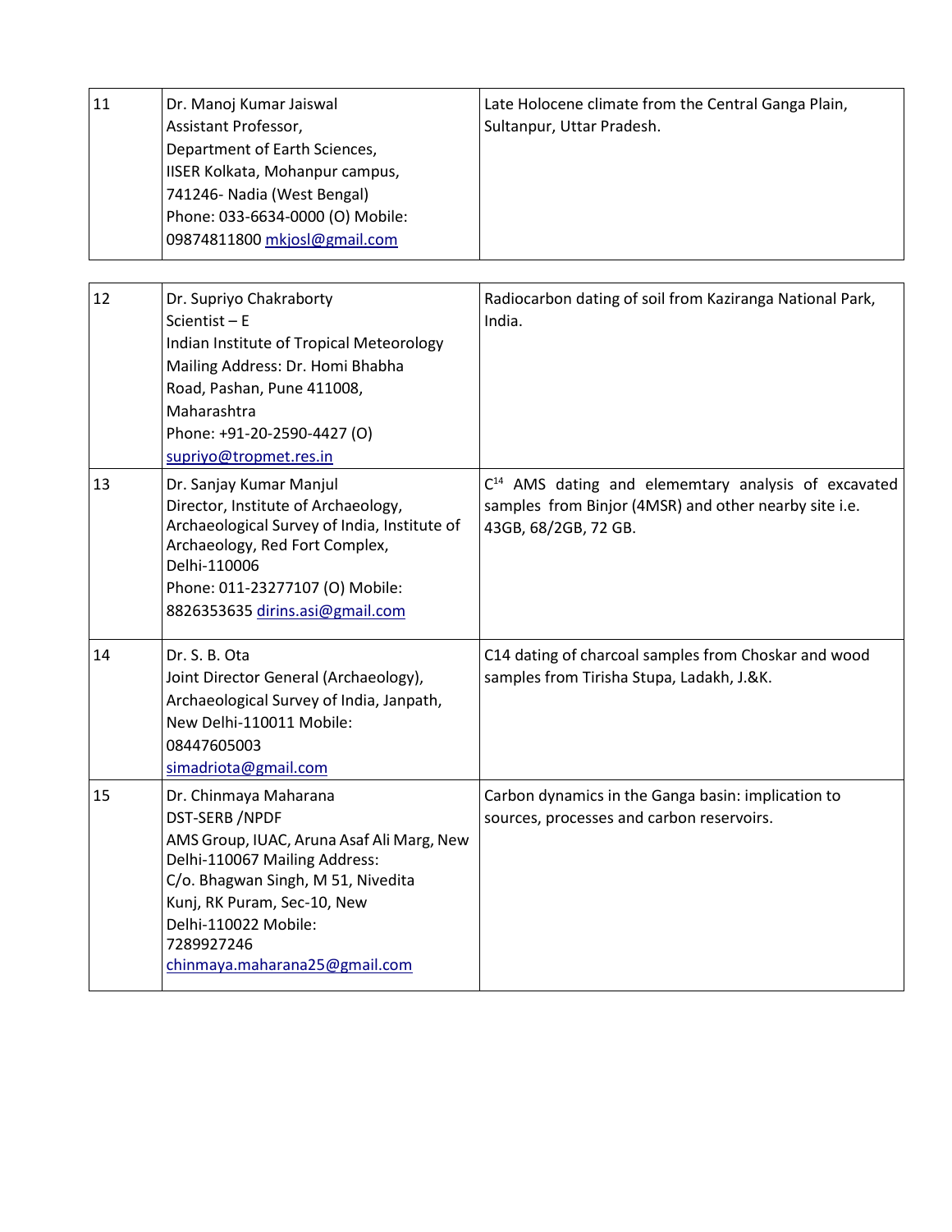| | | |
|---|---|---|
| 11 | Dr. Manoj Kumar Jaiswal<br>Assistant Professor,<br>Department of Earth Sciences,<br>IISER Kolkata, Mohanpur campus,<br>741246- Nadia (West Bengal)<br>Phone: 033-6634-0000 (O) Mobile:<br>09874811800 mkjosl@gmail.com | Late Holocene climate from the Central Ganga Plain, Sultanpur, Uttar Pradesh. |

| | | |
|---|---|---|
| 12 | Dr. Supriyo Chakraborty<br>Scientist – E<br>Indian Institute of Tropical Meteorology<br>Mailing Address: Dr. Homi Bhabha Road, Pashan, Pune 411008, Maharashtra<br>Phone: +91-20-2590-4427 (O)<br>supriyo@tropmet.res.in | Radiocarbon dating of soil from Kaziranga National Park, India. |
| 13 | Dr. Sanjay Kumar Manjul<br>Director, Institute of Archaeology, Archaeological Survey of India, Institute of Archaeology, Red Fort Complex, Delhi-110006<br>Phone: 011-23277107 (O) Mobile:<br>8826353635 dirins.asi@gmail.com | $C^{14}$ AMS dating and elememtary analysis of excavated samples from Binjor (4MSR) and other nearby site i.e. 43GB, 68/2GB, 72 GB. |
| 14 | Dr. S. B. Ota<br>Joint Director General (Archaeology), Archaeological Survey of India, Janpath, New Delhi-110011 Mobile:<br>08447605003<br>simadriota@gmail.com | C14 dating of charcoal samples from Choskar and wood samples from Tirisha Stupa, Ladakh, J.&K. |
| 15 | Dr. Chinmaya Maharana<br>DST-SERB /NPDF<br>AMS Group, IUAC, Aruna Asaf Ali Marg, New Delhi-110067 Mailing Address:<br>C/o. Bhagwan Singh, M 51, Nivedita Kunj, RK Puram, Sec-10, New Delhi-110022 Mobile:<br>7289927246<br>chinmaya.maharana25@gmail.com | Carbon dynamics in the Ganga basin: implication to sources, processes and carbon reservoirs. |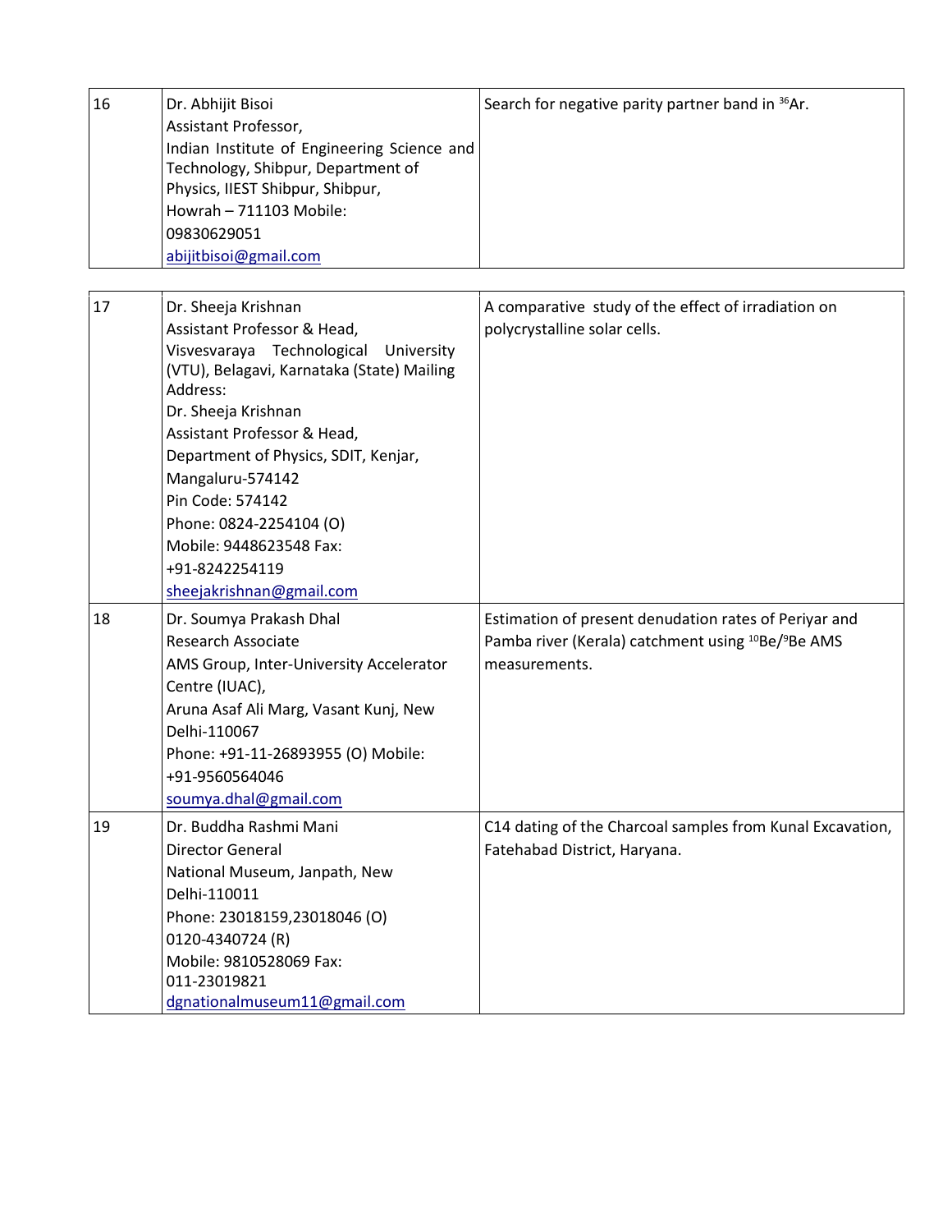| | | |
|---|---|---|
| 16 | Dr. Abhijit Bisoi<br>Assistant Professor,<br>Indian Institute of Engineering Science and Technology, Shibpur, Department of Physics, IIEST Shibpur, Shibpur,<br>Howrah – 711103 Mobile:<br>09830629051<br>abijitbisoi@gmail.com | Search for negative parity partner band in $^{36}Ar$. |
| 17 | Dr. Sheeja Krishnan<br>Assistant Professor & Head,<br>Visvesvaraya Technological University (VTU), Belagavi, Karnataka (State) Mailing Address:<br>Dr. Sheeja Krishnan<br>Assistant Professor & Head,<br>Department of Physics, SDIT, Kenjar,<br>Mangaluru-574142<br>Pin Code: 574142<br>Phone: 0824-2254104 (O)<br>Mobile: 9448623548 Fax:<br>+91-8242254119<br>sheejakrishnan@gmail.com | A comparative study of the effect of irradiation on polycrystalline solar cells. |
| 18 | Dr. Soumya Prakash Dhal<br>Research Associate<br>AMS Group, Inter-University Accelerator Centre (IUAC),<br>Aruna Asaf Ali Marg, Vasant Kunj, New Delhi-110067<br>Phone: +91-11-26893955 (O) Mobile:<br>+91-9560564046<br>soumya.dhal@gmail.com | Estimation of present denudation rates of Periyar and Pamba river (Kerala) catchment using $^{10}Be/^{9}Be$ AMS measurements. |
| 19 | Dr. Buddha Rashmi Mani<br>Director General<br>National Museum, Janpath, New Delhi-110011<br>Phone: 23018159,23018046 (O)<br>0120-4340724 (R)<br>Mobile: 9810528069 Fax:<br>011-23019821<br>dgnationalmuseum11@gmail.com | C14 dating of the Charcoal samples from Kunal Excavation, Fatehabad District, Haryana. |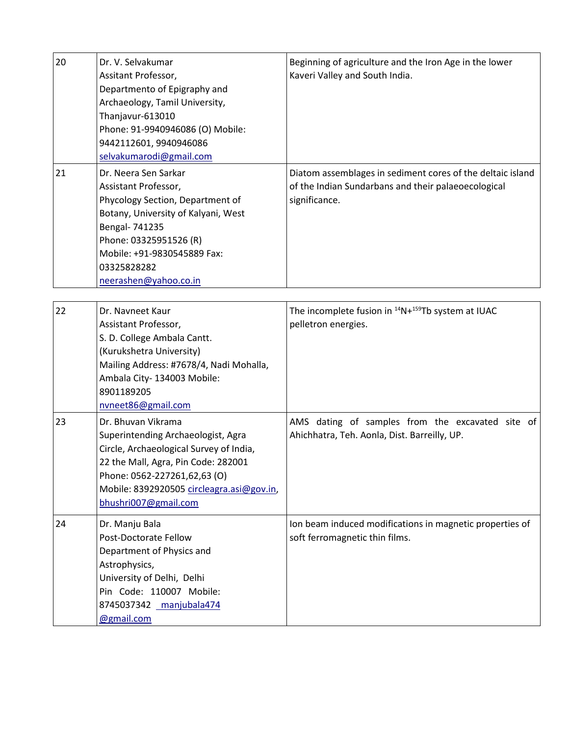| | | |
|---|---|---|
| 20 | Dr. V. Selvakumar<br>Assitant Professor,<br>Departmento of Epigraphy and Archaeology, Tamil University, Thanjavur-613010<br>Phone: 91-9940946086 (O) Mobile: 9442112601, 9940946086<br>selvakumarodi@gmail.com | Beginning of agriculture and the Iron Age in the lower Kaveri Valley and South India. |
| 21 | Dr. Neera Sen Sarkar<br>Assistant Professor,<br>Phycology Section, Department of Botany, University of Kalyani, West Bengal- 741235<br>Phone: 03325951526 (R)<br>Mobile: +91-9830545889 Fax: 03325828282<br>neerashen@yahoo.co.in | Diatom assemblages in sediment cores of the deltaic island of the Indian Sundarbans and their palaeoecological significance. |
| 22 | Dr. Navneet Kaur<br>Assistant Professor,<br>S. D. College Ambala Cantt.<br>(Kurukshetra University)<br>Mailing Address: #7678/4, Nadi Mohalla, Ambala City- 134003 Mobile: 8901189205<br>nvneet86@gmail.com | The incomplete fusion in $^{14}N+^{159}Tb$ system at IUAC pelletron energies. |
| 23 | Dr. Bhuvan Vikrama<br>Superintending Archaeologist, Agra Circle, Archaeological Survey of India, 22 the Mall, Agra, Pin Code: 282001<br>Phone: 0562-227261,62,63 (O)<br>Mobile: 8392920505 circleagra.asi@gov.in, bhushri007@gmail.com | AMS dating of samples from the excavated site of Ahichhatra, Teh. Aonla, Dist. Barreilly, UP. |
| 24 | Dr. Manju Bala<br>Post-Doctorate Fellow<br>Department of Physics and Astrophysics,<br>University of Delhi, Delhi<br>Pin Code: 110007 Mobile: 8745037342 manjubala474 @gmail.com | Ion beam induced modifications in magnetic properties of soft ferromagnetic thin films. |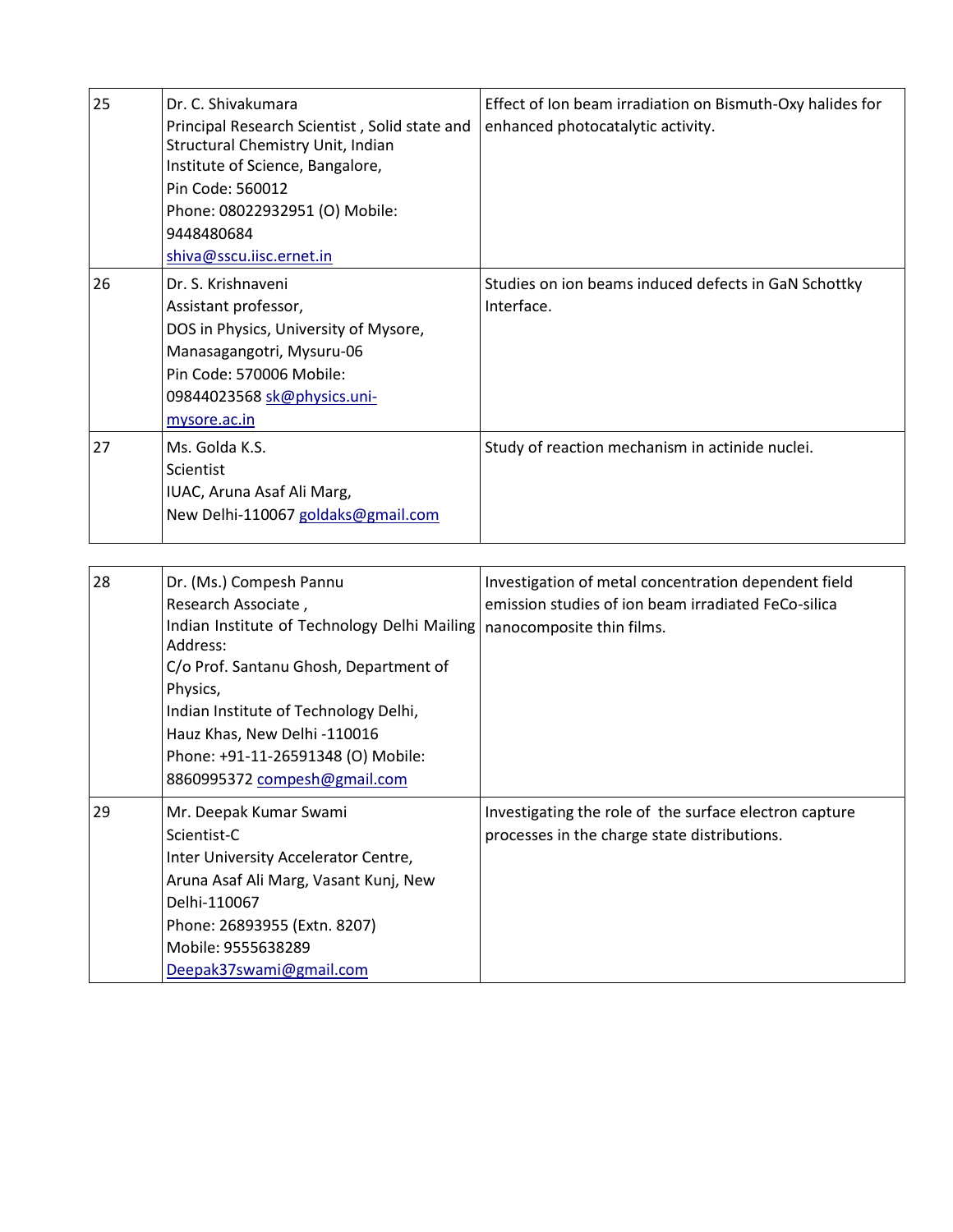| | | |
|---|---|---|
| 25 | Dr. C. Shivakumara<br>Principal Research Scientist , Solid state and Structural Chemistry Unit, Indian Institute of Science, Bangalore,<br>Pin Code: 560012<br>Phone: 08022932951 (O) Mobile: 9448480684<br>shiva@sscu.iisc.ernet.in | Effect of Ion beam irradiation on Bismuth-Oxy halides for enhanced photocatalytic activity. |
| 26 | Dr. S. Krishnaveni<br>Assistant professor,<br>DOS in Physics, University of Mysore, Manasagangotri, Mysuru-06<br>Pin Code: 570006 Mobile: 09844023568 sk@physics.uni-mysore.ac.in | Studies on ion beams induced defects in GaN Schottky Interface. |
| 27 | Ms. Golda K.S.<br>Scientist<br>IUAC, Aruna Asaf Ali Marg,<br>New Delhi-110067 goldaks@gmail.com | Study of reaction mechanism in actinide nuclei. |
| 28 | Dr. (Ms.) Compesh Pannu<br>Research Associate ,<br>Indian Institute of Technology Delhi Mailing Address:<br>C/o Prof. Santanu Ghosh, Department of Physics,<br>Indian Institute of Technology Delhi,<br>Hauz Khas, New Delhi -110016<br>Phone: +91-11-26591348 (O) Mobile: 8860995372 compesh@gmail.com | Investigation of metal concentration dependent field emission studies of ion beam irradiated FeCo-silica nanocomposite thin films. |
| 29 | Mr. Deepak Kumar Swami<br>Scientist-C<br>Inter University Accelerator Centre,<br>Aruna Asaf Ali Marg, Vasant Kunj, New Delhi-110067<br>Phone: 26893955 (Extn. 8207)<br>Mobile: 9555638289<br>Deepak37swami@gmail.com | Investigating the role of the surface electron capture processes in the charge state distributions. |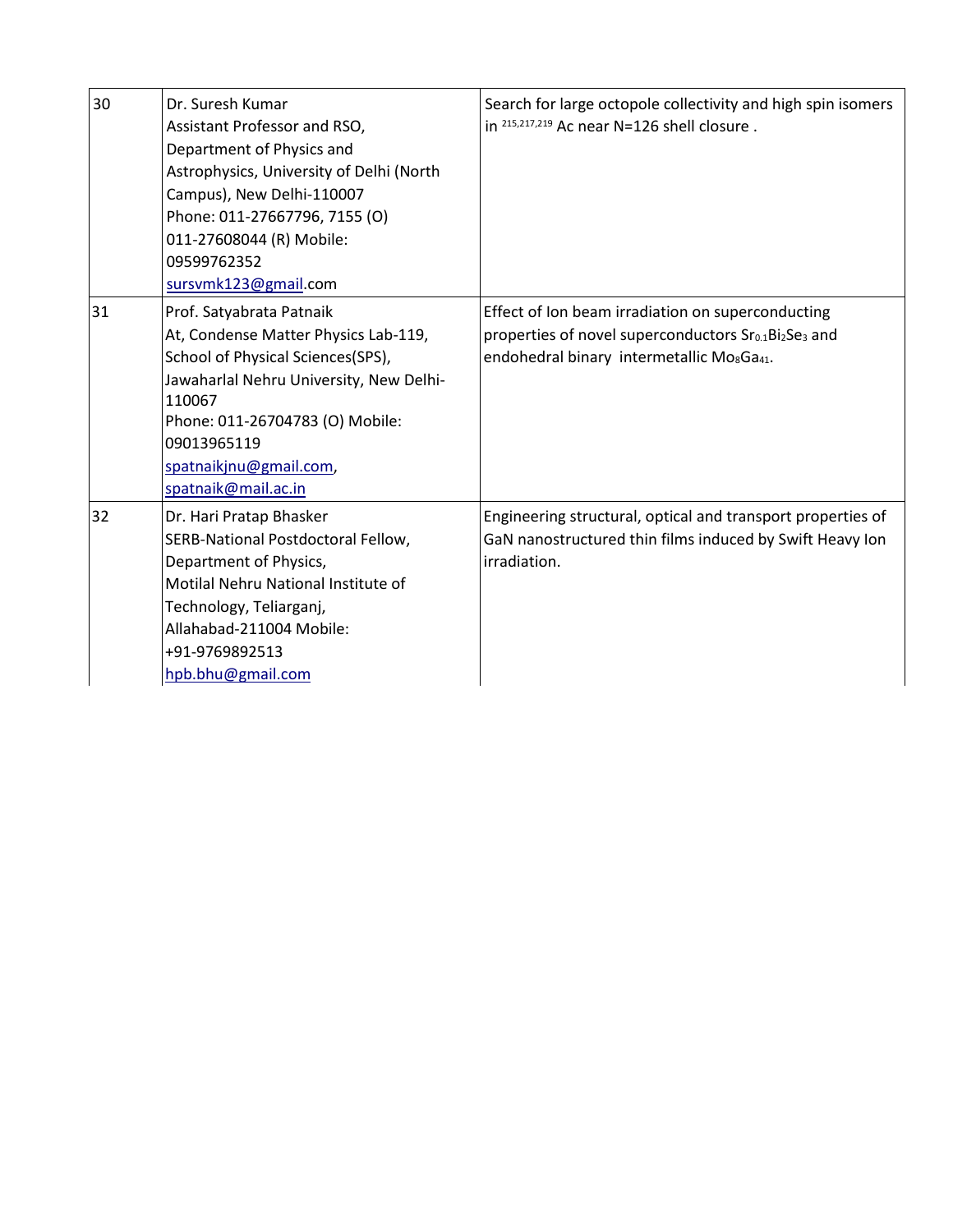| | | |
|---|---|---|
| 30 | Dr. Suresh Kumar<br>Assistant Professor and RSO,<br>Department of Physics and Astrophysics, University of Delhi (North Campus), New Delhi-110007<br>Phone: 011-27667796, 7155 (O)<br>011-27608044 (R) Mobile:<br>09599762352<br>sursvmk123@gmail.com | Search for large octopole collectivity and high spin isomers in $^{215,217,219}$Ac near N=126 shell closure . |
| 31 | Prof. Satyabrata Patnaik<br>At, Condense Matter Physics Lab-119,<br>School of Physical Sciences(SPS),<br>Jawaharlal Nehru University, New Delhi-110067<br>Phone: 011-26704783 (O) Mobile:<br>09013965119<br>spatnaikjnu@gmail.com,<br>spatnaik@mail.ac.in | Effect of Ion beam irradiation on superconducting properties of novel superconductors $Sr_{0.1}Bi_2Se_3$ and endohedral binary intermetallic $Mo_8Ga_{41}$. |
| 32 | Dr. Hari Pratap Bhasker<br>SERB-National Postdoctoral Fellow,<br>Department of Physics,<br>Motilal Nehru National Institute of Technology, Teliarganj,<br>Allahabad-211004 Mobile:<br>+91-9769892513<br>hpb.bhu@gmail.com | Engineering structural, optical and transport properties of GaN nanostructured thin films induced by Swift Heavy Ion irradiation. |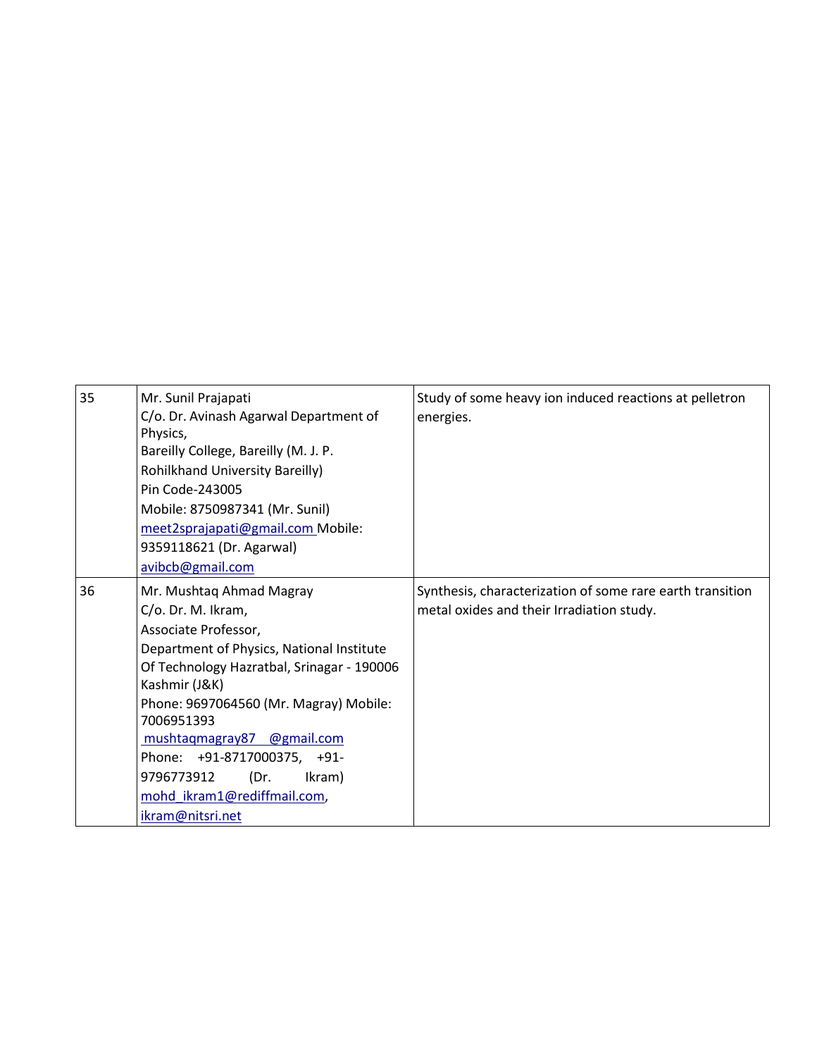| | | |
|---|---|---|
| 35 | Mr. Sunil Prajapati<br>C/o. Dr. Avinash Agarwal Department of Physics,<br>Bareilly College, Bareilly (M. J. P. Rohilkhand University Bareilly)<br>Pin Code-243005<br>Mobile: 8750987341 (Mr. Sunil)<br>meet2sprajapati@gmail.com Mobile: 9359118621 (Dr. Agarwal)<br>avibcb@gmail.com | Study of some heavy ion induced reactions at pelletron energies. |
| 36 | Mr. Mushtaq Ahmad Magray<br>C/o. Dr. M. Ikram,<br>Associate Professor,<br>Department of Physics, National Institute Of Technology Hazratbal, Srinagar - 190006 Kashmir (J&K)<br>Phone: 9697064560 (Mr. Magray) Mobile: 7006951393<br>mushtaqmagray87 @gmail.com<br>Phone: +91-8717000375, +91-9796773912 (Dr. Ikram)<br>mohd_ikram1@rediffmail.com,<br>ikram@nitsri.net | Synthesis, characterization of some rare earth transition metal oxides and their Irradiation study. |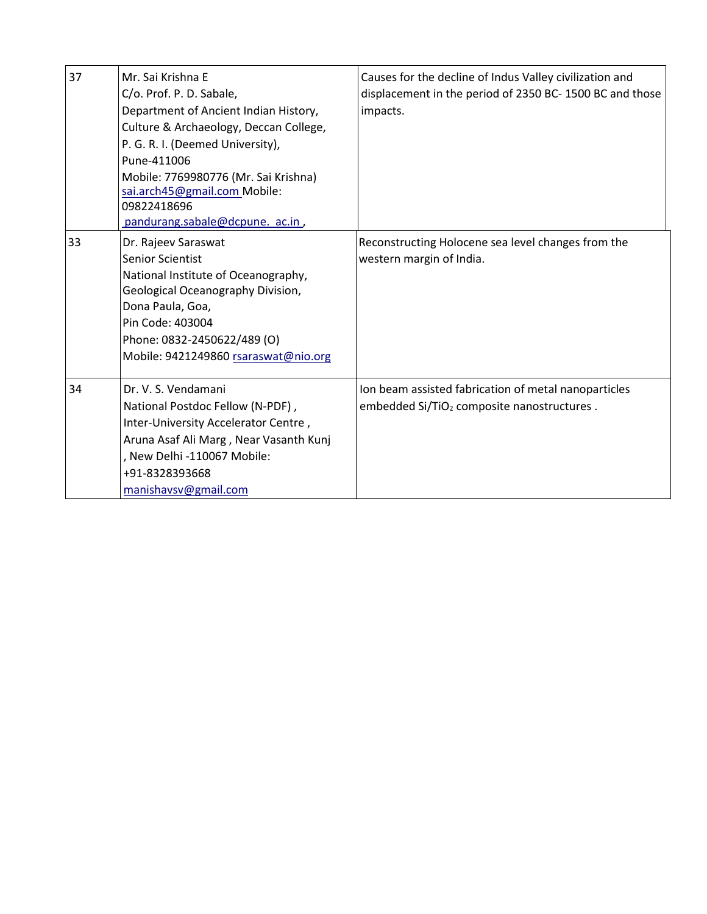| | | |
|---|---|---|
| 37 | Mr. Sai Krishna E<br>C/o. Prof. P. D. Sabale,<br>Department of Ancient Indian History, Culture & Archaeology, Deccan College, P. G. R. I. (Deemed University),<br>Pune-411006<br>Mobile: 7769980776 (Mr. Sai Krishna)<br>sai.arch45@gmail.com Mobile: 09822418696<br>pandurang.sabale@dcpune. ac.in , | Causes for the decline of Indus Valley civilization and displacement in the period of 2350 BC- 1500 BC and those impacts. |
| 33 | Dr. Rajeev Saraswat<br>Senior Scientist<br>National Institute of Oceanography, Geological Oceanography Division,<br>Dona Paula, Goa,<br>Pin Code: 403004<br>Phone: 0832-2450622/489 (O)<br>Mobile: 9421249860 rsaraswat@nio.org | Reconstructing Holocene sea level changes from the western margin of India. |
| 34 | Dr. V. S. Vendamani<br>National Postdoc Fellow (N-PDF) ,<br>Inter-University Accelerator Centre ,<br>Aruna Asaf Ali Marg , Near Vasanth Kunj , New Delhi -110067 Mobile: +91-8328393668<br>manishavsv@gmail.com | Ion beam assisted fabrication of metal nanoparticles embedded Si/$TiO_2$ composite nanostructures . |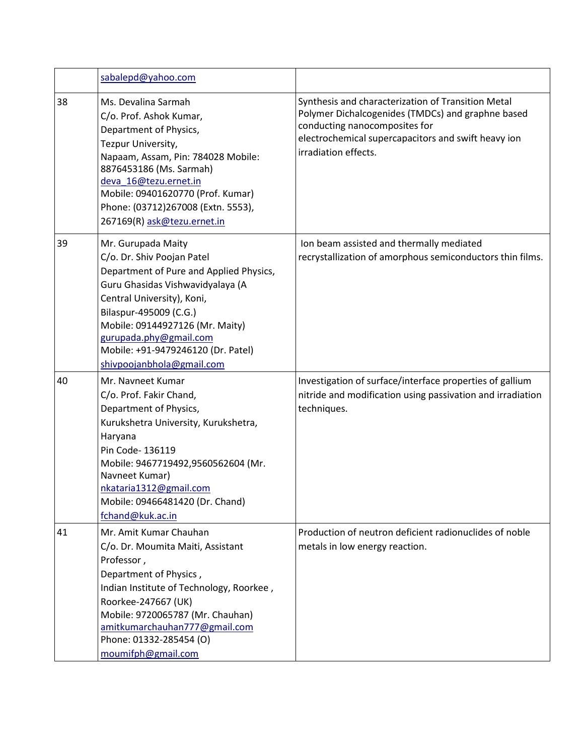| | | |
|---|---|---|
| | sabalepd@yahoo.com | |
| 38 | Ms. Devalina Sarmah<br>C/o. Prof. Ashok Kumar,<br>Department of Physics,<br>Tezpur University,<br>Napaam, Assam, Pin: 784028 Mobile: 8876453186 (Ms. Sarmah)<br>deva_16@tezu.ernet.in<br>Mobile: 09401620770 (Prof. Kumar)<br>Phone: (03712)267008 (Extn. 5553), 267169(R) ask@tezu.ernet.in | Synthesis and characterization of Transition Metal Polymer Dichalcogenides (TMDCs) and graphne based conducting nanocomposites for electrochemical supercapacitors and swift heavy ion irradiation effects. |
| 39 | Mr. Gurupada Maity<br>C/o. Dr. Shiv Poojan Patel<br>Department of Pure and Applied Physics,<br>Guru Ghasidas Vishwavidyalaya (A Central University), Koni,<br>Bilaspur-495009 (C.G.)<br>Mobile: 09144927126 (Mr. Maity)<br>gurupada.phy@gmail.com<br>Mobile: +91-9479246120 (Dr. Patel)<br>shivpoojanbhola@gmail.com | Ion beam assisted and thermally mediated recrystallization of amorphous semiconductors thin films. |
| 40 | Mr. Navneet Kumar<br>C/o. Prof. Fakir Chand,<br>Department of Physics,<br>Kurukshetra University, Kurukshetra, Haryana<br>Pin Code- 136119<br>Mobile: 9467719492,9560562604 (Mr. Navneet Kumar)<br>nkataria1312@gmail.com<br>Mobile: 09466481420 (Dr. Chand)<br>fchand@kuk.ac.in | Investigation of surface/interface properties of gallium nitride and modification using passivation and irradiation techniques. |
| 41 | Mr. Amit Kumar Chauhan<br>C/o. Dr. Moumita Maiti, Assistant Professor ,<br>Department of Physics ,<br>Indian Institute of Technology, Roorkee ,<br>Roorkee-247667 (UK)<br>Mobile: 9720065787 (Mr. Chauhan)<br>amitkumarchauhan777@gmail.com<br>Phone: 01332-285454 (O)<br>moumifph@gmail.com | Production of neutron deficient radionuclides of noble metals in low energy reaction. |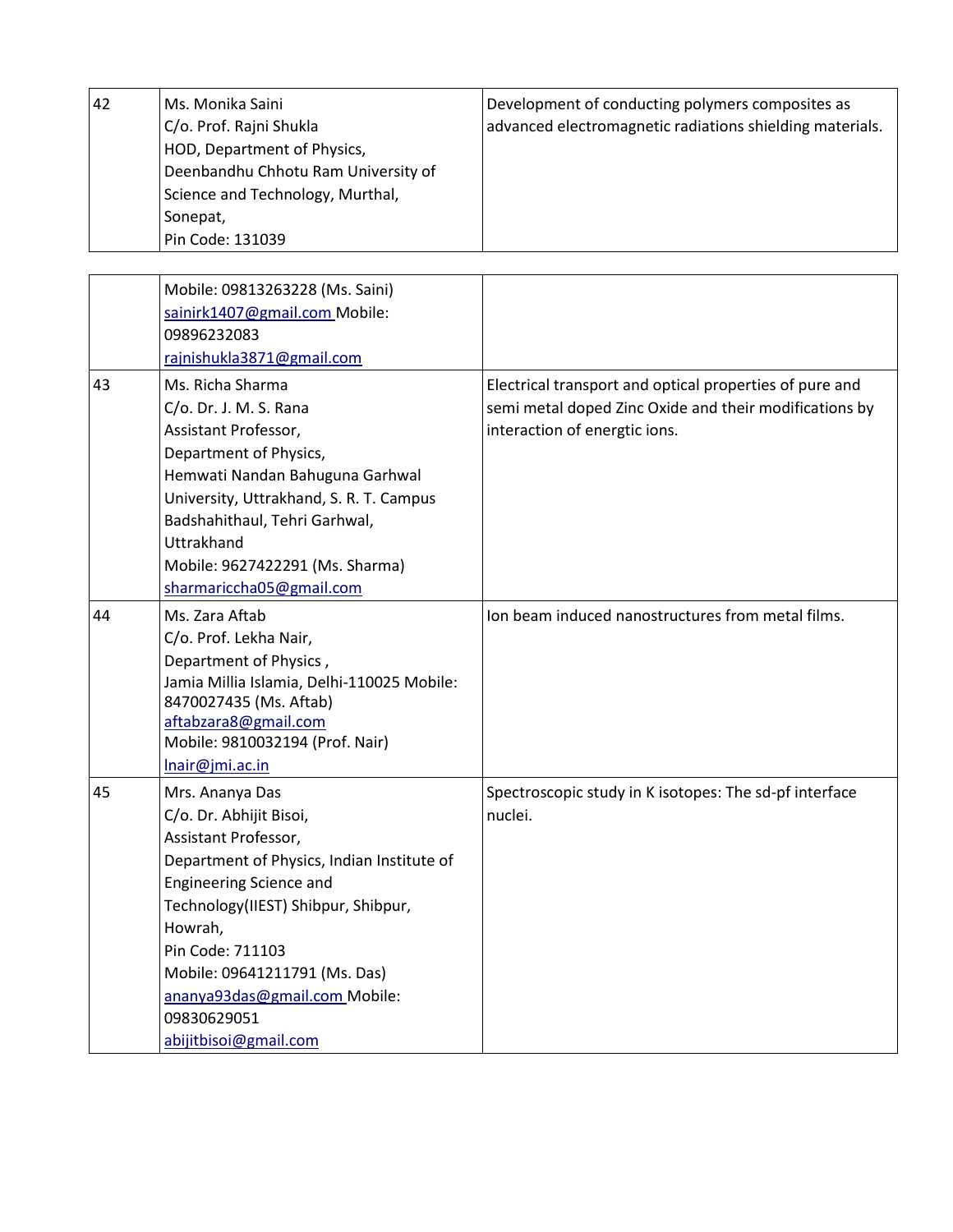| | | |
|---|---|---|
| 42 | Ms. Monika Saini<br>C/o. Prof. Rajni Shukla<br>HOD, Department of Physics,<br>Deenbandhu Chhotu Ram University of Science and Technology, Murthal, Sonepat,<br>Pin Code: 131039<br>Mobile: 09813263228 (Ms. Saini)<br>sainirk1407@gmail.com Mobile: 09896232083<br>rajnishukla3871@gmail.com | Development of conducting polymers composites as advanced electromagnetic radiations shielding materials. |
| 43 | Ms. Richa Sharma<br>C/o. Dr. J. M. S. Rana<br>Assistant Professor,<br>Department of Physics,<br>Hemwati Nandan Bahuguna Garhwal University, Uttrakhand, S. R. T. Campus Badshahithaul, Tehri Garhwal, Uttrakhand<br>Mobile: 9627422291 (Ms. Sharma)<br>sharmariccha05@gmail.com | Electrical transport and optical properties of pure and semi metal doped Zinc Oxide and their modifications by interaction of energtic ions. |
| 44 | Ms. Zara Aftab<br>C/o. Prof. Lekha Nair,<br>Department of Physics ,<br>Jamia Millia Islamia, Delhi-110025 Mobile: 8470027435 (Ms. Aftab)<br>aftabzara8@gmail.com<br>Mobile: 9810032194 (Prof. Nair)<br>lnair@jmi.ac.in | Ion beam induced nanostructures from metal films. |
| 45 | Mrs. Ananya Das<br>C/o. Dr. Abhijit Bisoi,<br>Assistant Professor,<br>Department of Physics, Indian Institute of Engineering Science and Technology(IIEST) Shibpur, Shibpur, Howrah,<br>Pin Code: 711103<br>Mobile: 09641211791 (Ms. Das)<br>ananya93das@gmail.com Mobile: 09830629051<br>abijitbisoi@gmail.com | Spectroscopic study in K isotopes: The sd-pf interface nuclei. |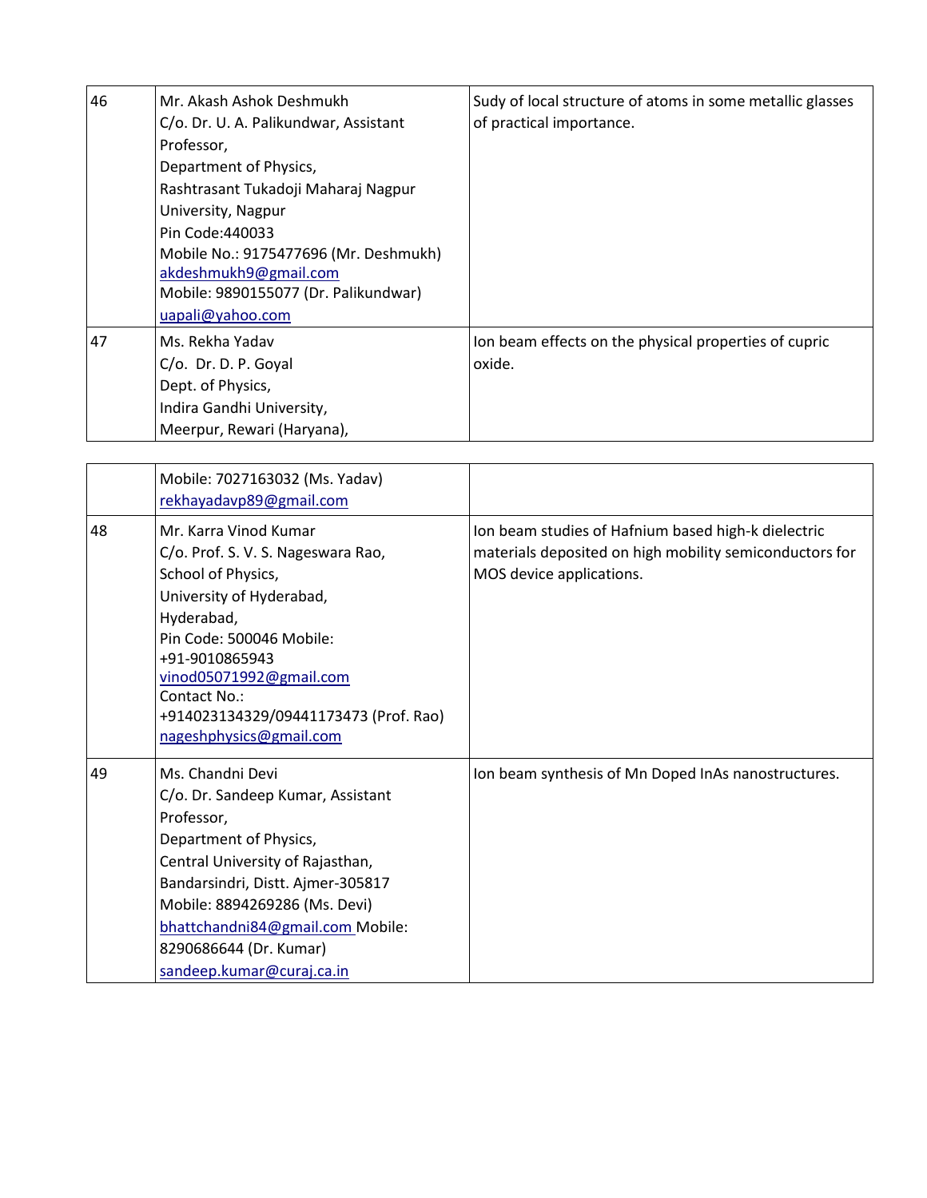| | | |
|---|---|---|
| 46 | Mr. Akash Ashok Deshmukh<br>C/o. Dr. U. A. Palikundwar, Assistant Professor,<br>Department of Physics,<br>Rashtrasant Tukadoji Maharaj Nagpur University, Nagpur<br>Pin Code:440033<br>Mobile No.: 9175477696 (Mr. Deshmukh)<br>akdeshmukh9@gmail.com<br>Mobile: 9890155077 (Dr. Palikundwar)<br>uapali@yahoo.com | Sudy of local structure of atoms in some metallic glasses of practical importance. |
| 47 | Ms. Rekha Yadav<br>C/o. Dr. D. P. Goyal<br>Dept. of Physics,<br>Indira Gandhi University,<br>Meerpur, Rewari (Haryana),<br>Mobile: 7027163032 (Ms. Yadav)<br>rekhayadavp89@gmail.com | Ion beam effects on the physical properties of cupric oxide. |
| 48 | Mr. Karra Vinod Kumar<br>C/o. Prof. S. V. S. Nageswara Rao,<br>School of Physics,<br>University of Hyderabad,<br>Hyderabad,<br>Pin Code: 500046 Mobile:<br>+91-9010865943<br>vinod05071992@gmail.com<br>Contact No.:<br>+914023134329/09441173473 (Prof. Rao)<br>nageshphysics@gmail.com | Ion beam studies of Hafnium based high-k dielectric materials deposited on high mobility semiconductors for MOS device applications. |
| 49 | Ms. Chandni Devi<br>C/o. Dr. Sandeep Kumar, Assistant Professor,<br>Department of Physics,<br>Central University of Rajasthan,<br>Bandarsindri, Distt. Ajmer-305817<br>Mobile: 8894269286 (Ms. Devi)<br>bhattchandni84@gmail.com Mobile:<br>8290686644 (Dr. Kumar)<br>sandeep.kumar@curaj.ca.in | Ion beam synthesis of Mn Doped InAs nanostructures. |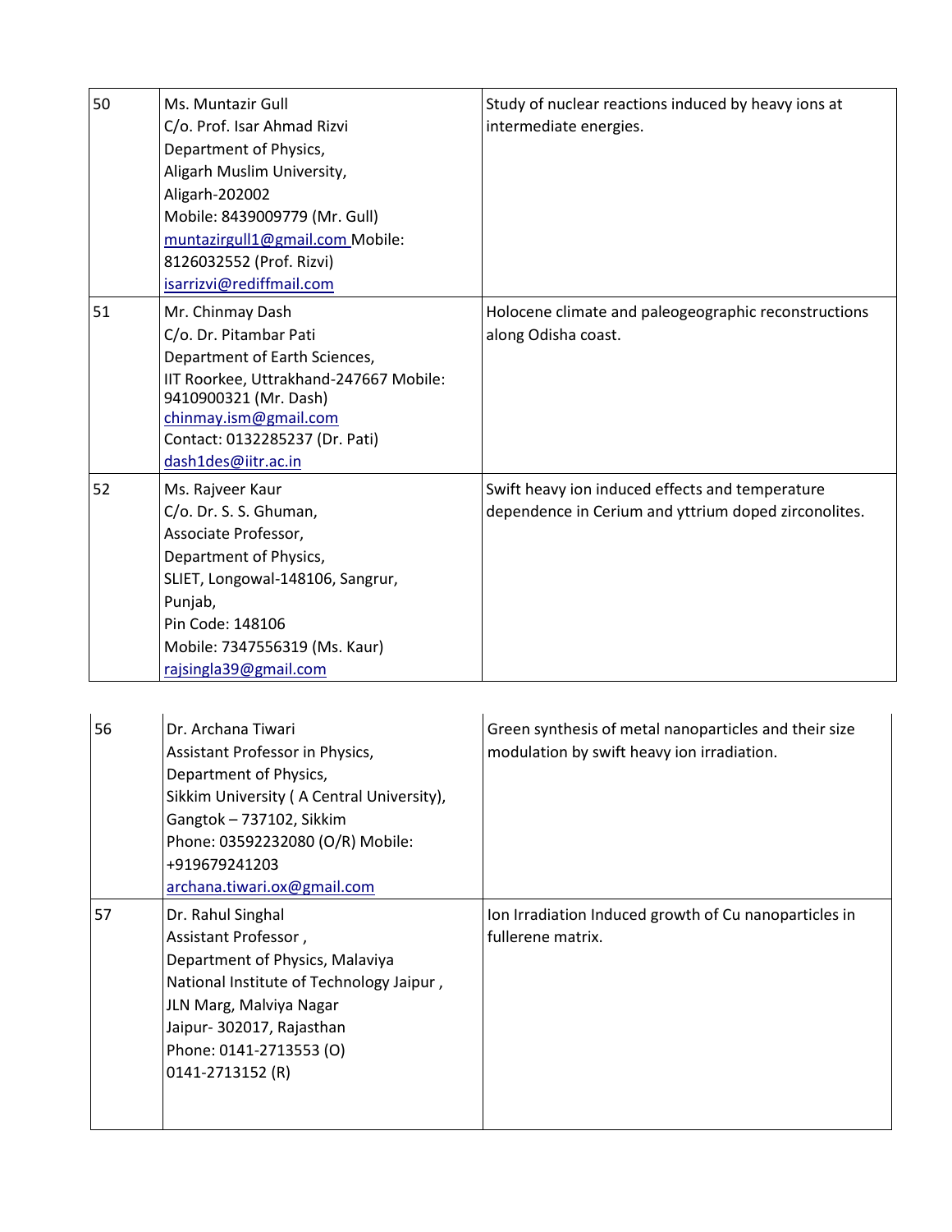| | | |
|---|---|---|
| 50 | Ms. Muntazir Gull<br>C/o. Prof. Isar Ahmad Rizvi<br>Department of Physics,<br>Aligarh Muslim University,<br>Aligarh-202002<br>Mobile: 8439009779 (Mr. Gull)<br>muntazirgull1@gmail.com Mobile:<br>8126032552 (Prof. Rizvi)<br>isarrizvi@rediffmail.com | Study of nuclear reactions induced by heavy ions at intermediate energies. |
| 51 | Mr. Chinmay Dash<br>C/o. Dr. Pitambar Pati<br>Department of Earth Sciences,<br>IIT Roorkee, Uttrakhand-247667 Mobile:<br>9410900321 (Mr. Dash)<br>chinmay.ism@gmail.com<br>Contact: 0132285237 (Dr. Pati)<br>dash1des@iitr.ac.in | Holocene climate and paleogeographic reconstructions along Odisha coast. |
| 52 | Ms. Rajveer Kaur<br>C/o. Dr. S. S. Ghuman,<br>Associate Professor,<br>Department of Physics,<br>SLIET, Longowal-148106, Sangrur,<br>Punjab,<br>Pin Code: 148106<br>Mobile: 7347556319 (Ms. Kaur)<br>rajsingla39@gmail.com | Swift heavy ion induced effects and temperature dependence in Cerium and yttrium doped zirconolites. |
| 56 | Dr. Archana Tiwari<br>Assistant Professor in Physics,<br>Department of Physics,<br>Sikkim University ( A Central University),<br>Gangtok – 737102, Sikkim<br>Phone: 03592232080 (O/R) Mobile:<br>+919679241203<br>archana.tiwari.ox@gmail.com | Green synthesis of metal nanoparticles and their size modulation by swift heavy ion irradiation. |
| 57 | Dr. Rahul Singhal<br>Assistant Professor ,<br>Department of Physics, Malaviya<br>National Institute of Technology Jaipur ,<br>JLN Marg, Malviya Nagar<br>Jaipur- 302017, Rajasthan<br>Phone: 0141-2713553 (O)<br>0141-2713152 (R) | Ion Irradiation Induced growth of Cu nanoparticles in fullerene matrix. |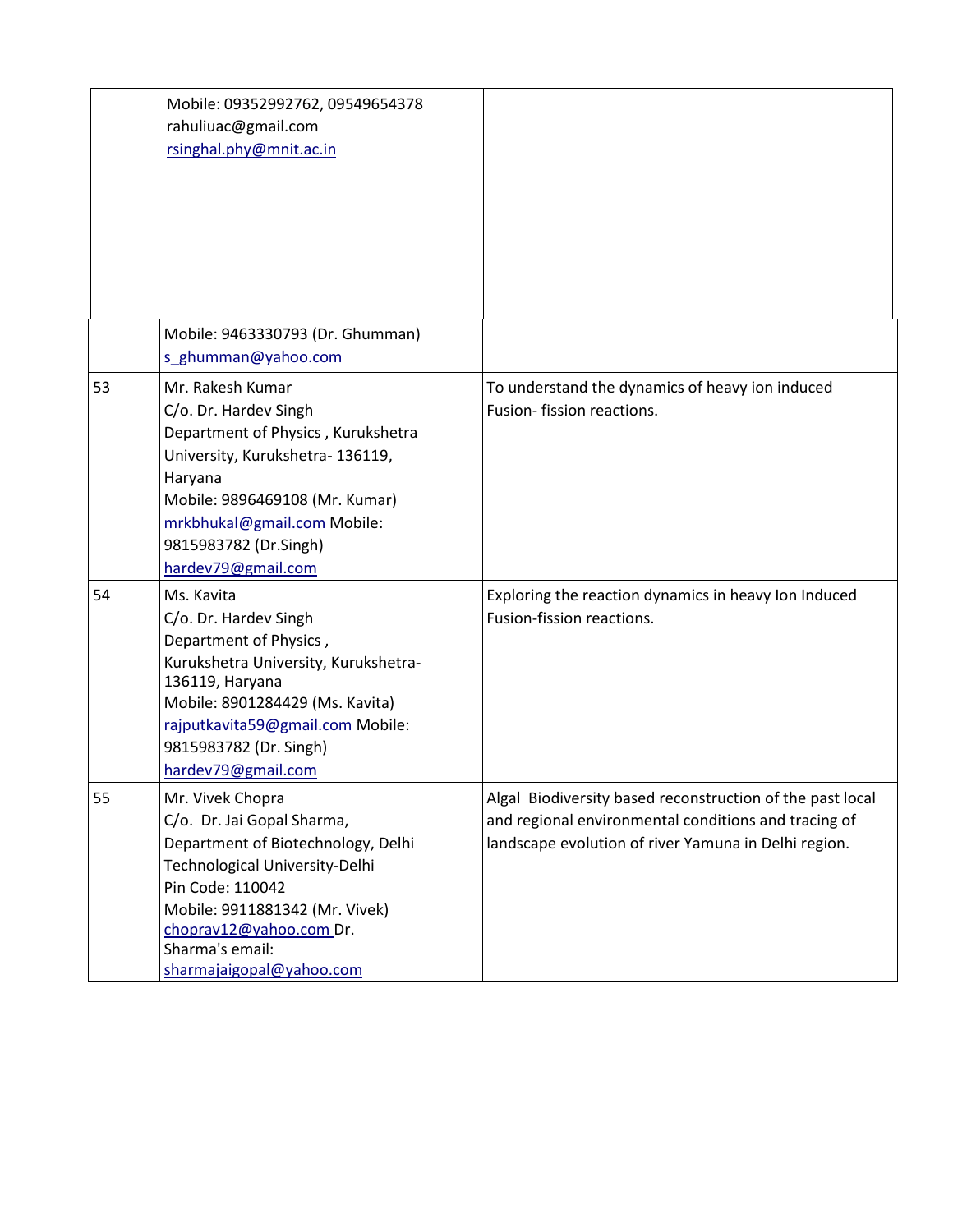| | | |
|---|---|---|
| | Mobile: 09352992762, 09549654378<br>rahuliuac@gmail.com<br>rsinghal.phy@mnit.ac.in | |
| | Mobile: 9463330793 (Dr. Ghumman)<br>s_ghumman@yahoo.com | |
| 53 | Mr. Rakesh Kumar<br>C/o. Dr. Hardev Singh<br>Department of Physics , Kurukshetra University, Kurukshetra- 136119, Haryana<br>Mobile: 9896469108 (Mr. Kumar)<br>mrkbhukal@gmail.com Mobile: 9815983782 (Dr.Singh)<br>hardev79@gmail.com | To understand the dynamics of heavy ion induced Fusion- fission reactions. |
| 54 | Ms. Kavita<br>C/o. Dr. Hardev Singh<br>Department of Physics ,<br>Kurukshetra University, Kurukshetra-136119, Haryana<br>Mobile: 8901284429 (Ms. Kavita)<br>rajputkavita59@gmail.com Mobile: 9815983782 (Dr. Singh)<br>hardev79@gmail.com | Exploring the reaction dynamics in heavy Ion Induced Fusion-fission reactions. |
| 55 | Mr. Vivek Chopra<br>C/o. Dr. Jai Gopal Sharma,<br>Department of Biotechnology, Delhi Technological University-Delhi<br>Pin Code: 110042<br>Mobile: 9911881342 (Mr. Vivek)<br>choprav12@yahoo.com Dr. Sharma's email:<br>sharmajaigopal@yahoo.com | Algal Biodiversity based reconstruction of the past local and regional environmental conditions and tracing of landscape evolution of river Yamuna in Delhi region. |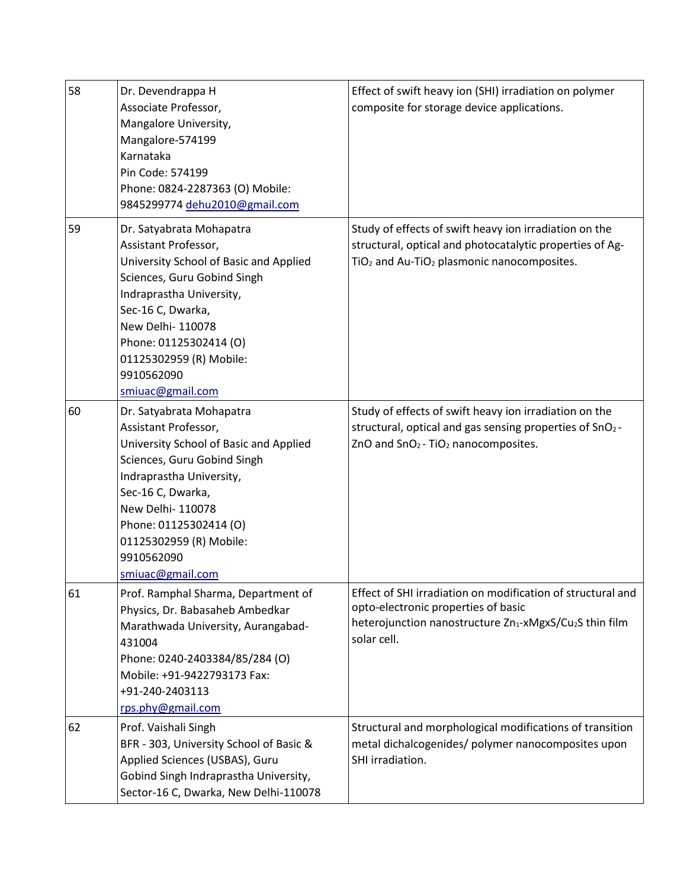| | | |
|---|---|---|
| 58 | Dr. Devendrappa H<br>Associate Professor,<br>Mangalore University,<br>Mangalore-574199<br>Karnataka<br>Pin Code: 574199<br>Phone: 0824-2287363 (O) Mobile:<br>9845299774 dehu2010@gmail.com | Effect of swift heavy ion (SHI) irradiation on polymer composite for storage device applications. |
| 59 | Dr. Satyabrata Mohapatra<br>Assistant Professor,<br>University School of Basic and Applied Sciences, Guru Gobind Singh Indraprastha University,<br>Sec-16 C, Dwarka,<br>New Delhi- 110078<br>Phone: 01125302414 (O)<br>01125302959 (R) Mobile:<br>9910562090<br>smiuac@gmail.com | Study of effects of swift heavy ion irradiation on the structural, optical and photocatalytic properties of Ag-$TiO_2$ and Au-$TiO_2$ plasmonic nanocomposites. |
| 60 | Dr. Satyabrata Mohapatra<br>Assistant Professor,<br>University School of Basic and Applied Sciences, Guru Gobind Singh Indraprastha University,<br>Sec-16 C, Dwarka,<br>New Delhi- 110078<br>Phone: 01125302414 (O)<br>01125302959 (R) Mobile:<br>9910562090<br>smiuac@gmail.com | Study of effects of swift heavy ion irradiation on the structural, optical and gas sensing properties of $SnO_2$ - ZnO and $SnO_2$ - $TiO_2$ nanocomposites. |
| 61 | Prof. Ramphal Sharma, Department of Physics, Dr. Babasaheb Ambedkar Marathwada University, Aurangabad-431004<br>Phone: 0240-2403384/85/284 (O)<br>Mobile: +91-9422793173 Fax:<br>+91-240-2403113<br>rps.phy@gmail.com | Effect of SHI irradiation on modification of structural and opto-electronic properties of basic heterojunction nanostructure $Zn_{1}$-xMgxS/$Cu_2S$ thin film solar cell. |
| 62 | Prof. Vaishali Singh<br>BFR - 303, University School of Basic & Applied Sciences (USBAS), Guru Gobind Singh Indraprastha University, Sector-16 C, Dwarka, New Delhi-110078 | Structural and morphological modifications of transition metal dichalcogenides/ polymer nanocomposites upon SHI irradiation. |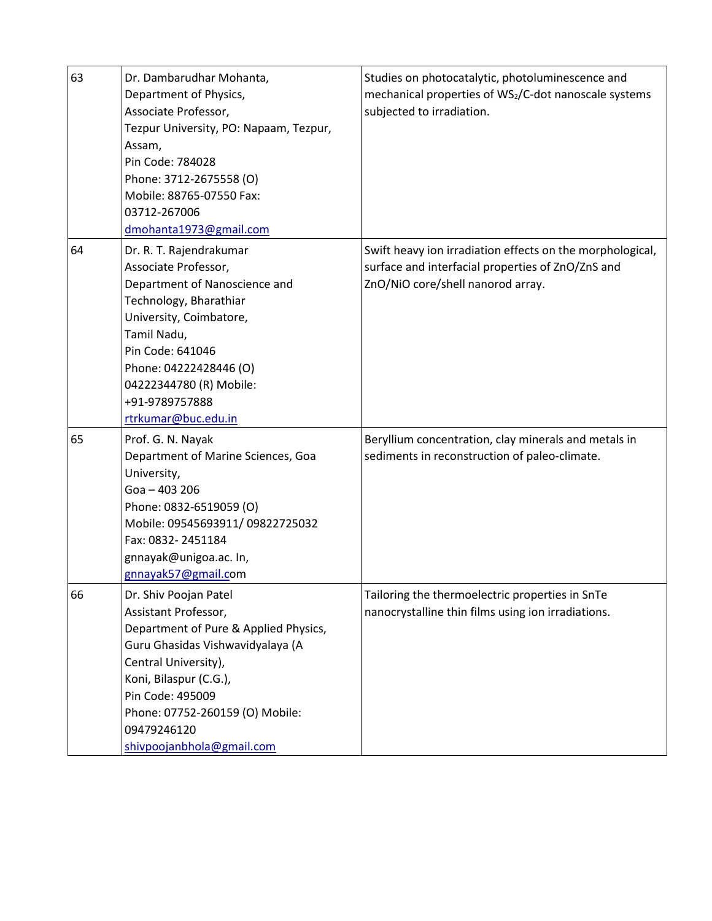| | | |
|---|---|---|
| 63 | Dr. Dambarudhar Mohanta,<br>Department of Physics,<br>Associate Professor,<br>Tezpur University, PO: Napaam, Tezpur, Assam,<br>Pin Code: 784028<br>Phone: 3712-2675558 (O)<br>Mobile: 88765-07550 Fax: 03712-267006<br>dmohanta1973@gmail.com | Studies on photocatalytic, photoluminescence and mechanical properties of $WS_2$/C-dot nanoscale systems subjected to irradiation. |
| 64 | Dr. R. T. Rajendrakumar<br>Associate Professor,<br>Department of Nanoscience and Technology, Bharathiar University, Coimbatore,<br>Tamil Nadu,<br>Pin Code: 641046<br>Phone: 04222428446 (O)<br>04222344780 (R) Mobile: +91-9789757888<br>rtrkumar@buc.edu.in | Swift heavy ion irradiation effects on the morphological, surface and interfacial properties of ZnO/ZnS and ZnO/NiO core/shell nanorod array. |
| 65 | Prof. G. N. Nayak<br>Department of Marine Sciences, Goa University,<br>Goa – 403 206<br>Phone: 0832-6519059 (O)<br>Mobile: 09545693911/ 09822725032<br>Fax: 0832- 2451184<br>gnnayak@unigoa.ac. In,<br>gnnayak57@gmail.com | Beryllium concentration, clay minerals and metals in sediments in reconstruction of paleo-climate. |
| 66 | Dr. Shiv Poojan Patel<br>Assistant Professor,<br>Department of Pure & Applied Physics, Guru Ghasidas Vishwavidyalaya (A Central University),<br>Koni, Bilaspur (C.G.),<br>Pin Code: 495009<br>Phone: 07752-260159 (O) Mobile: 09479246120<br>shivpoojanbhola@gmail.com | Tailoring the thermoelectric properties in SnTe nanocrystalline thin films using ion irradiations. |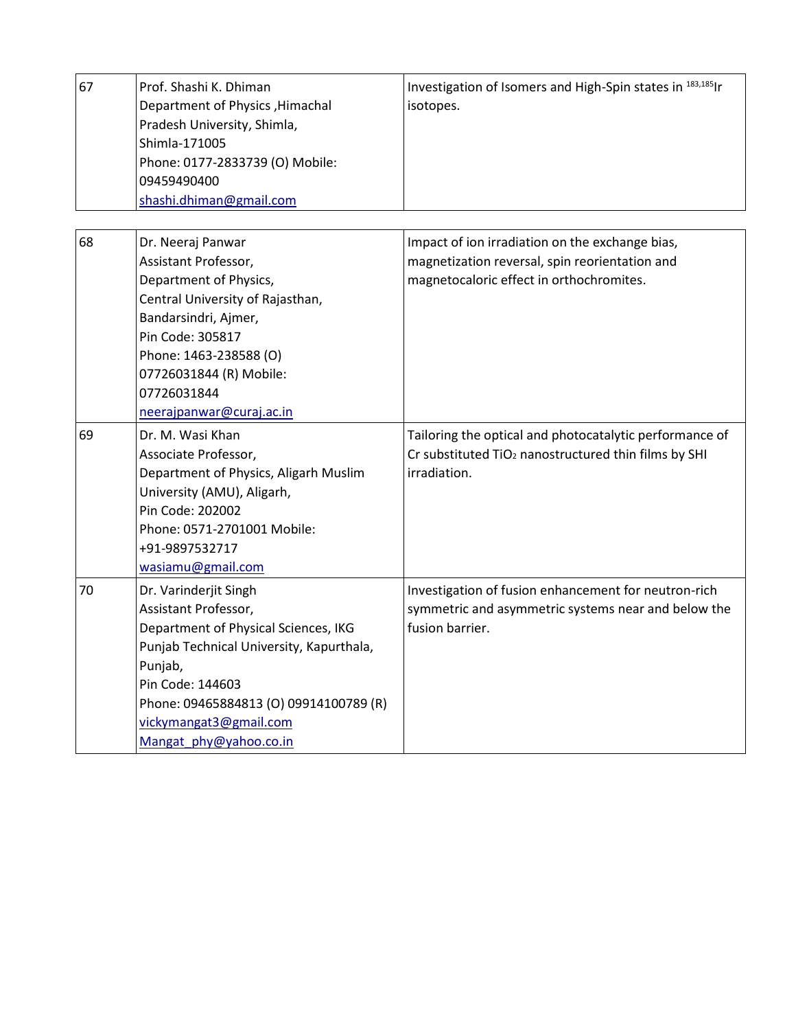| | | |
|---|---|---|
| 67 | Prof. Shashi K. Dhiman<br>Department of Physics ,Himachal Pradesh University, Shimla,<br>Shimla-171005<br>Phone: 0177-2833739 (O) Mobile: 09459490400<br>shashi.dhiman@gmail.com | Investigation of Isomers and High-Spin states in $^{183,185}Ir$ isotopes. |

| | | |
|---|---|---|
| 68 | Dr. Neeraj Panwar<br>Assistant Professor,<br>Department of Physics,<br>Central University of Rajasthan,<br>Bandarsindri, Ajmer,<br>Pin Code: 305817<br>Phone: 1463-238588 (O)<br>07726031844 (R) Mobile:<br>07726031844<br>neerajpanwar@curaj.ac.in | Impact of ion irradiation on the exchange bias, magnetization reversal, spin reorientation and magnetocaloric effect in orthochromites. |
| 69 | Dr. M. Wasi Khan<br>Associate Professor,<br>Department of Physics, Aligarh Muslim University (AMU), Aligarh,<br>Pin Code: 202002<br>Phone: 0571-2701001 Mobile:<br>+91-9897532717<br>wasiamu@gmail.com | Tailoring the optical and photocatalytic performance of Cr substituted $TiO_2$ nanostructured thin films by SHI irradiation. |
| 70 | Dr. Varinderjit Singh<br>Assistant Professor,<br>Department of Physical Sciences, IKG Punjab Technical University, Kapurthala, Punjab,<br>Pin Code: 144603<br>Phone: 09465884813 (O) 09914100789 (R)<br>vickymangat3@gmail.com<br>Mangat_phy@yahoo.co.in | Investigation of fusion enhancement for neutron-rich symmetric and asymmetric systems near and below the fusion barrier. |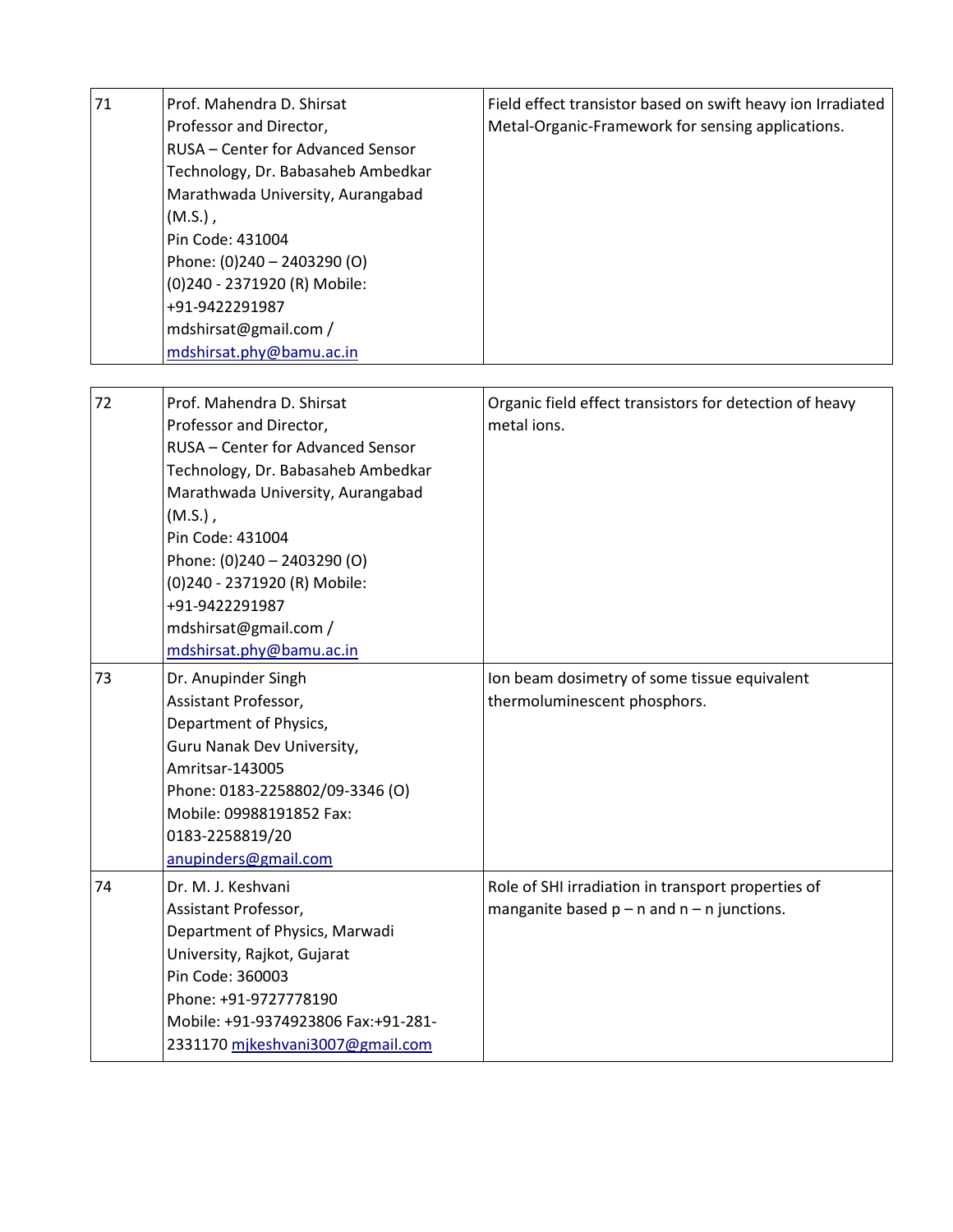| | | |
|---|---|---|
| 71 | Prof. Mahendra D. Shirsat<br>Professor and Director,<br>RUSA – Center for Advanced Sensor Technology, Dr. Babasaheb Ambedkar Marathwada University, Aurangabad (M.S.) ,<br>Pin Code: 431004<br>Phone: (0)240 – 2403290 (O)<br>(0)240 - 2371920 (R) Mobile: +91-9422291987<br>mdshirsat@gmail.com /<br>mdshirsat.phy@bamu.ac.in | Field effect transistor based on swift heavy ion Irradiated Metal-Organic-Framework for sensing applications. |
| 72 | Prof. Mahendra D. Shirsat<br>Professor and Director,<br>RUSA – Center for Advanced Sensor Technology, Dr. Babasaheb Ambedkar Marathwada University, Aurangabad (M.S.) ,<br>Pin Code: 431004<br>Phone: (0)240 – 2403290 (O)<br>(0)240 - 2371920 (R) Mobile: +91-9422291987<br>mdshirsat@gmail.com /<br>mdshirsat.phy@bamu.ac.in | Organic field effect transistors for detection of heavy metal ions. |
| 73 | Dr. Anupinder Singh<br>Assistant Professor,<br>Department of Physics,<br>Guru Nanak Dev University,<br>Amritsar-143005<br>Phone: 0183-2258802/09-3346 (O)<br>Mobile: 09988191852 Fax: 0183-2258819/20<br>anupinders@gmail.com | Ion beam dosimetry of some tissue equivalent thermoluminescent phosphors. |
| 74 | Dr. M. J. Keshvani<br>Assistant Professor,<br>Department of Physics, Marwadi University, Rajkot, Gujarat<br>Pin Code: 360003<br>Phone: +91-9727778190<br>Mobile: +91-9374923806 Fax:+91-281-2331170 mjkeshvani3007@gmail.com | Role of SHI irradiation in transport properties of manganite based p – n and n – n junctions. |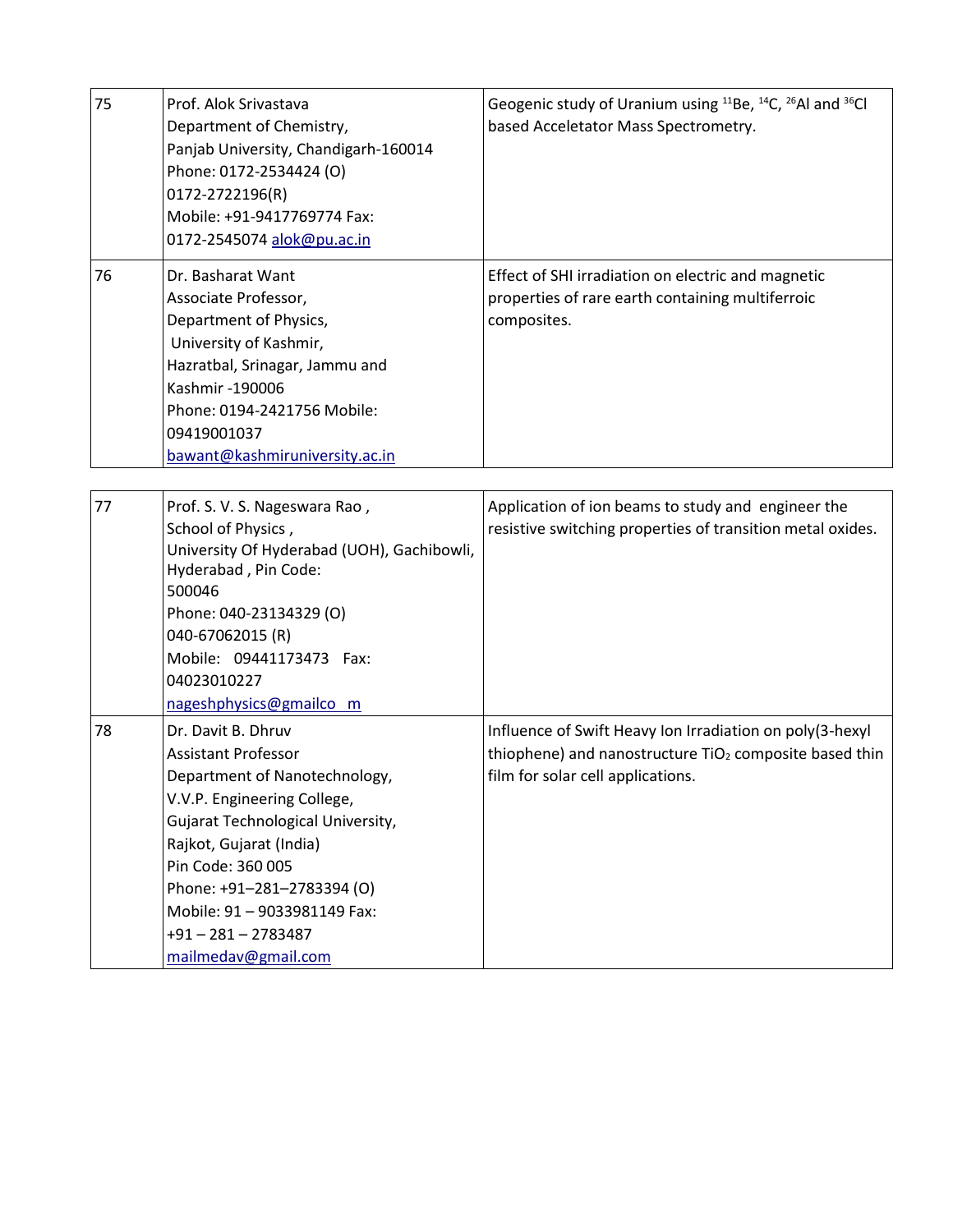| | | |
|---|---|---|
| 75 | Prof. Alok Srivastava<br>Department of Chemistry,<br>Panjab University, Chandigarh-160014<br>Phone: 0172-2534424 (O)<br>0172-2722196(R)<br>Mobile: +91-9417769774 Fax:<br>0172-2545074 alok@pu.ac.in | Geogenic study of Uranium using $^{11}$Be, $^{14}$C, $^{26}$Al and $^{36}$Cl based Acceletator Mass Spectrometry. |
| 76 | Dr. Basharat Want<br>Associate Professor,<br>Department of Physics,<br>University of Kashmir,<br>Hazratbal, Srinagar, Jammu and<br>Kashmir -190006<br>Phone: 0194-2421756 Mobile:<br>09419001037<br>bawant@kashmiruniversity.ac.in | Effect of SHI irradiation on electric and magnetic properties of rare earth containing multiferroic composites. |
| 77 | Prof. S. V. S. Nageswara Rao ,<br>School of Physics ,<br>University Of Hyderabad (UOH), Gachibowli,<br>Hyderabad , Pin Code:<br>500046<br>Phone: 040-23134329 (O)<br>040-67062015 (R)<br>Mobile: 09441173473 Fax:<br>04023010227<br>nageshphysics@gmailco m | Application of ion beams to study and engineer the resistive switching properties of transition metal oxides. |
| 78 | Dr. Davit B. Dhruv<br>Assistant Professor<br>Department of Nanotechnology,<br>V.V.P. Engineering College,<br>Gujarat Technological University,<br>Rajkot, Gujarat (India)<br>Pin Code: 360 005<br>Phone: +91–281–2783394 (O)<br>Mobile: 91 – 9033981149 Fax:<br>+91 – 281 – 2783487<br>mailmedav@gmail.com | Influence of Swift Heavy Ion Irradiation on poly(3-hexyl thiophene) and nanostructure $TiO_2$ composite based thin film for solar cell applications. |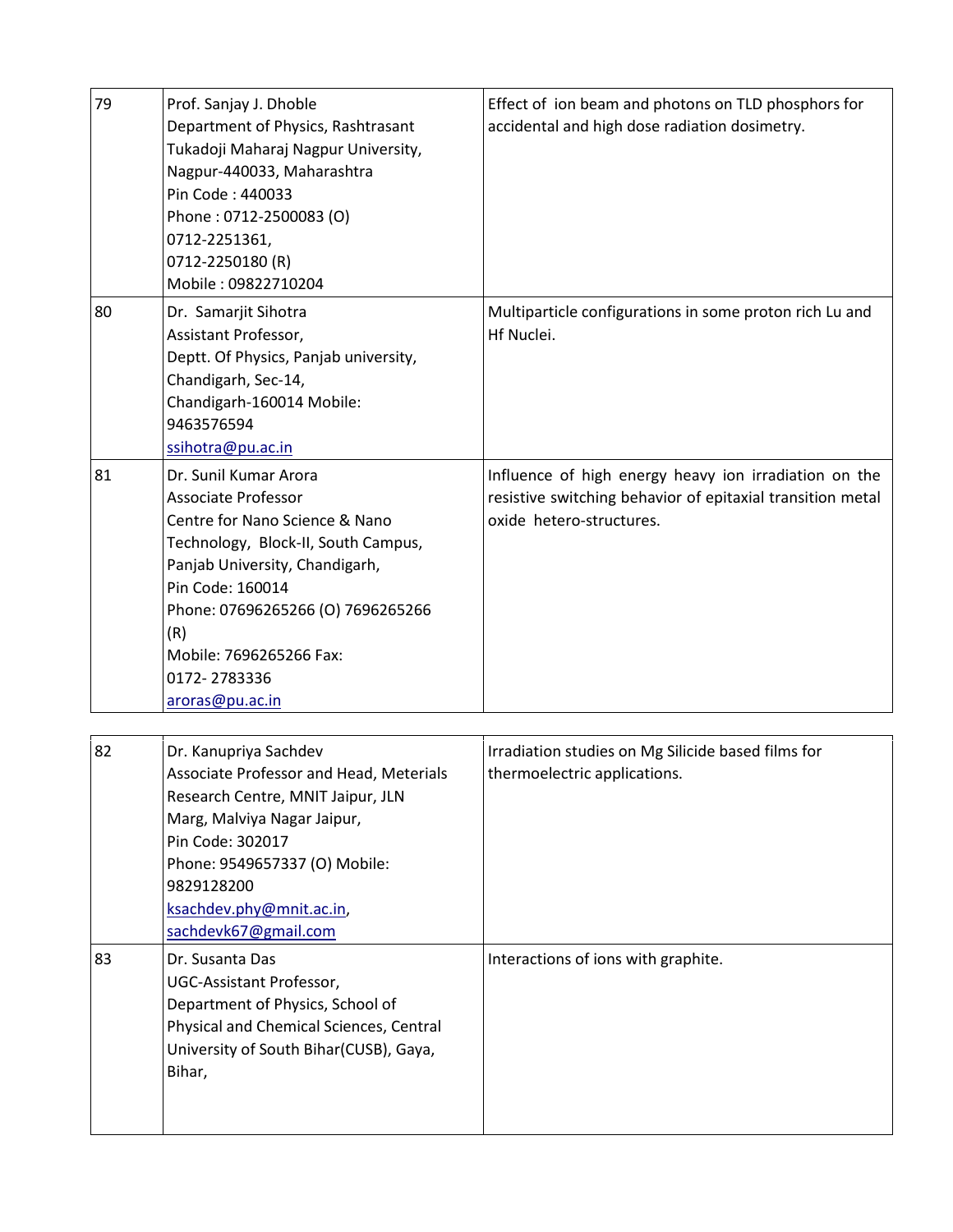| | | |
|---|---|---|
| 79 | Prof. Sanjay J. Dhoble<br>Department of Physics, Rashtrasant Tukadoji Maharaj Nagpur University, Nagpur-440033, Maharashtra<br>Pin Code : 440033<br>Phone : 0712-2500083 (O)<br>0712-2251361,<br>0712-2250180 (R)<br>Mobile : 09822710204 | Effect of ion beam and photons on TLD phosphors for accidental and high dose radiation dosimetry. |
| 80 | Dr. Samarjit Sihotra<br>Assistant Professor,<br>Deptt. Of Physics, Panjab university, Chandigarh, Sec-14,<br>Chandigarh-160014 Mobile: 9463576594<br>ssihotra@pu.ac.in | Multiparticle configurations in some proton rich Lu and Hf Nuclei. |
| 81 | Dr. Sunil Kumar Arora<br>Associate Professor<br>Centre for Nano Science & Nano Technology, Block-II, South Campus, Panjab University, Chandigarh,<br>Pin Code: 160014<br>Phone: 07696265266 (O) 7696265266 (R)<br>Mobile: 7696265266 Fax: 0172- 2783336<br>aroras@pu.ac.in | Influence of high energy heavy ion irradiation on the resistive switching behavior of epitaxial transition metal oxide hetero-structures. |
| 82 | Dr. Kanupriya Sachdev<br>Associate Professor and Head, Meterials Research Centre, MNIT Jaipur, JLN Marg, Malviya Nagar Jaipur,<br>Pin Code: 302017<br>Phone: 9549657337 (O) Mobile: 9829128200<br>ksachdev.phy@mnit.ac.in, sachdevk67@gmail.com | Irradiation studies on Mg Silicide based films for thermoelectric applications. |
| 83 | Dr. Susanta Das<br>UGC-Assistant Professor,<br>Department of Physics, School of Physical and Chemical Sciences, Central University of South Bihar(CUSB), Gaya, Bihar, | Interactions of ions with graphite. |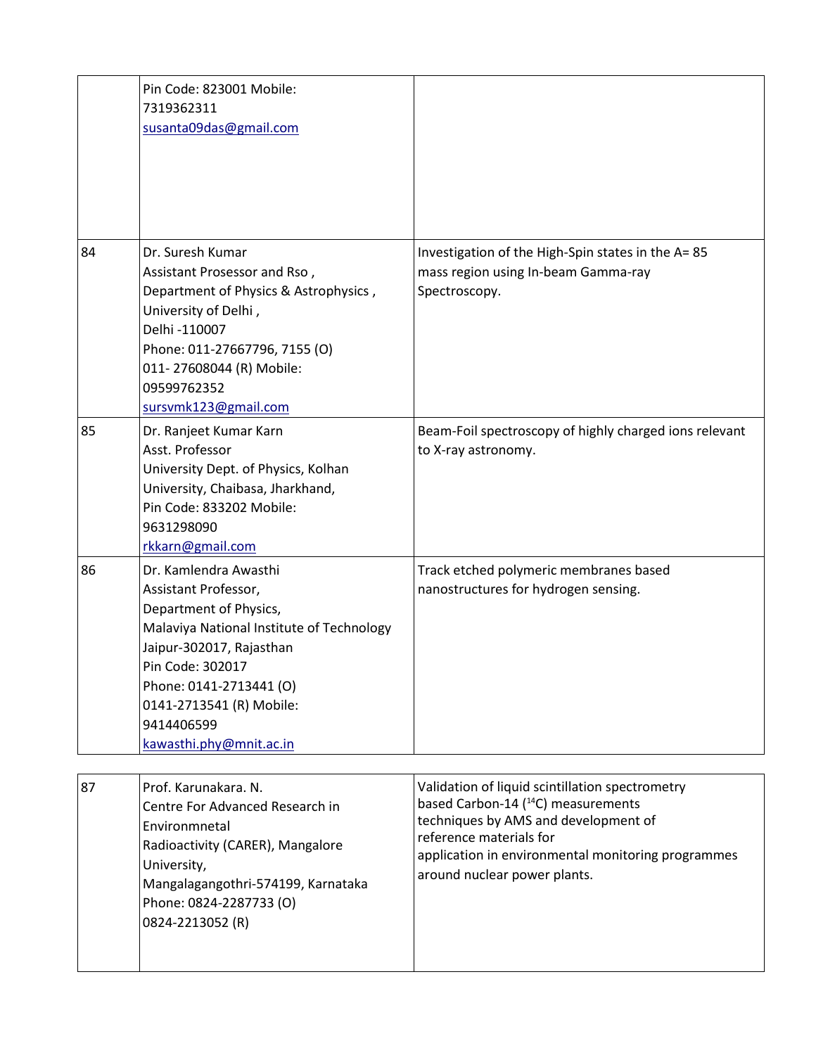| | | |
|---|---|---|
| | Pin Code: 823001 Mobile: 7319362311 susanta09das@gmail.com | |
| 84 | Dr. Suresh Kumar<br>Assistant Prosessor and Rso ,<br>Department of Physics & Astrophysics ,<br>University of Delhi ,<br>Delhi -110007<br>Phone: 011-27667796, 7155 (O)<br>011- 27608044 (R) Mobile:<br>09599762352<br>sursvmk123@gmail.com | Investigation of the High-Spin states in the A= 85 mass region using In-beam Gamma-ray Spectroscopy. |
| 85 | Dr. Ranjeet Kumar Karn<br>Asst. Professor<br>University Dept. of Physics, Kolhan University, Chaibasa, Jharkhand,<br>Pin Code: 833202 Mobile:<br>9631298090<br>rkkarn@gmail.com | Beam-Foil spectroscopy of highly charged ions relevant to X-ray astronomy. |
| 86 | Dr. Kamlendra Awasthi<br>Assistant Professor,<br>Department of Physics,<br>Malaviya National Institute of Technology<br>Jaipur-302017, Rajasthan<br>Pin Code: 302017<br>Phone: 0141-2713441 (O)<br>0141-2713541 (R) Mobile:<br>9414406599<br>kawasthi.phy@mnit.ac.in | Track etched polymeric membranes based nanostructures for hydrogen sensing. |
| 87 | Prof. Karunakara. N.<br>Centre For Advanced Research in Environmnetal<br>Radioactivity (CARER), Mangalore University,<br>Mangalagangothri-574199, Karnataka<br>Phone: 0824-2287733 (O)<br>0824-2213052 (R) | Validation of liquid scintillation spectrometry based Carbon-14 ($^{14}C$) measurements techniques by AMS and development of reference materials for application in environmental monitoring programmes around nuclear power plants. |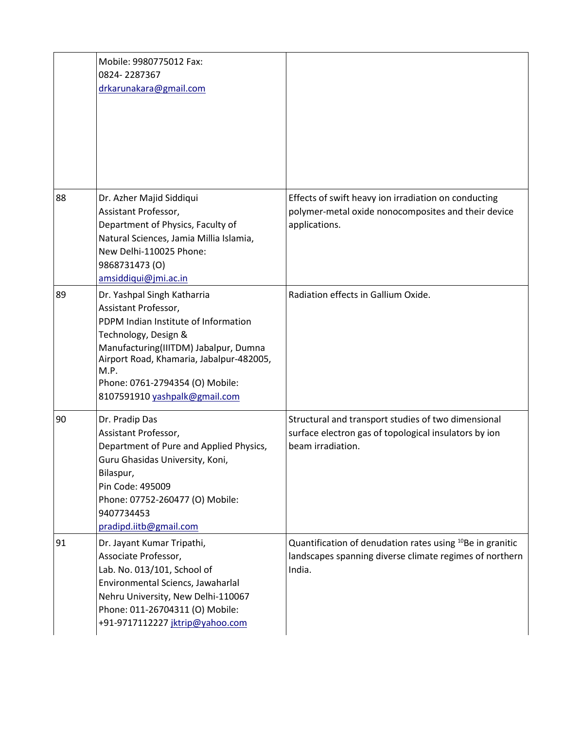| | | |
|---|---|---|
| | Mobile: 9980775012 Fax: 0824- 2287367 drkarunakara@gmail.com | |
| 88 | Dr. Azher Majid Siddiqui<br>Assistant Professor,<br>Department of Physics, Faculty of Natural Sciences, Jamia Millia Islamia, New Delhi-110025 Phone: 9868731473 (O)<br>amsiddiqui@jmi.ac.in | Effects of swift heavy ion irradiation on conducting polymer-metal oxide nonocomposites and their device applications. |
| 89 | Dr. Yashpal Singh Katharria<br>Assistant Professor,<br>PDPM Indian Institute of Information Technology, Design & Manufacturing(IIITDM) Jabalpur, Dumna Airport Road, Khamaria, Jabalpur-482005, M.P.<br>Phone: 0761-2794354 (O) Mobile: 8107591910 yashpalk@gmail.com | Radiation effects in Gallium Oxide. |
| 90 | Dr. Pradip Das<br>Assistant Professor,<br>Department of Pure and Applied Physics, Guru Ghasidas University, Koni, Bilaspur,<br>Pin Code: 495009<br>Phone: 07752-260477 (O) Mobile: 9407734453<br>pradipd.iitb@gmail.com | Structural and transport studies of two dimensional surface electron gas of topological insulators by ion beam irradiation. |
| 91 | Dr. Jayant Kumar Tripathi,<br>Associate Professor,<br>Lab. No. 013/101, School of Environmental Sciencs, Jawaharlal Nehru University, New Delhi-110067<br>Phone: 011-26704311 (O) Mobile: +91-9717112227 jktrip@yahoo.com | Quantification of denudation rates using $^{10}Be$ in granitic landscapes spanning diverse climate regimes of northern India. |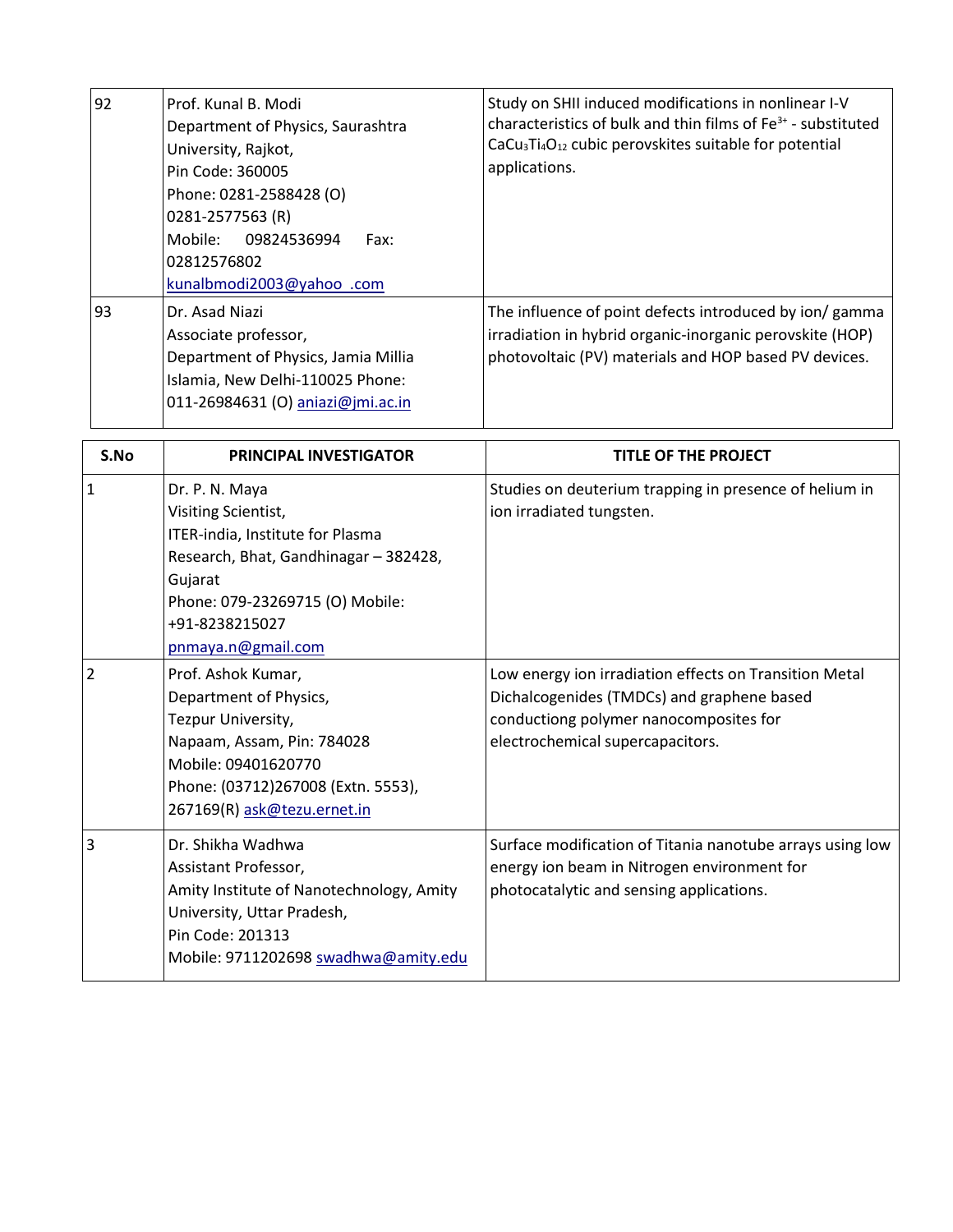| | | |
|---|---|---|
| 92 | Prof. Kunal B. Modi<br>Department of Physics, Saurashtra University, Rajkot,<br>Pin Code: 360005<br>Phone: 0281-2588428 (O)<br>0281-2577563 (R)<br>Mobile: 09824536994 Fax: 02812576802<br>kunalbmodi2003@yahoo .com | Study on SHII induced modifications in nonlinear I-V characteristics of bulk and thin films of $Fe^{3+}$ - substituted $CaCu_3Ti_4O_{12}$ cubic perovskites suitable for potential applications. |
| 93 | Dr. Asad Niazi<br>Associate professor,<br>Department of Physics, Jamia Millia Islamia, New Delhi-110025 Phone: 011-26984631 (O) aniazi@jmi.ac.in | The influence of point defects introduced by ion/ gamma irradiation in hybrid organic-inorganic perovskite (HOP) photovoltaic (PV) materials and HOP based PV devices. |

| S.No | PRINCIPAL INVESTIGATOR | TITLE OF THE PROJECT |
|---|---|---|
| 1 | Dr. P. N. Maya<br>Visiting Scientist,<br>ITER-india, Institute for Plasma Research, Bhat, Gandhinagar – 382428, Gujarat<br>Phone: 079-23269715 (O) Mobile: +91-8238215027<br>pnmaya.n@gmail.com | Studies on deuterium trapping in presence of helium in ion irradiated tungsten. |
| 2 | Prof. Ashok Kumar,<br>Department of Physics,<br>Tezpur University,<br>Napaam, Assam, Pin: 784028<br>Mobile: 09401620770<br>Phone: (03712)267008 (Extn. 5553), 267169(R) ask@tezu.ernet.in | Low energy ion irradiation effects on Transition Metal Dichalcogenides (TMDCs) and graphene based conductiong polymer nanocomposites for electrochemical supercapacitors. |
| 3 | Dr. Shikha Wadhwa<br>Assistant Professor,<br>Amity Institute of Nanotechnology, Amity University, Uttar Pradesh,<br>Pin Code: 201313<br>Mobile: 9711202698 swadhwa@amity.edu | Surface modification of Titania nanotube arrays using low energy ion beam in Nitrogen environment for photocatalytic and sensing applications. |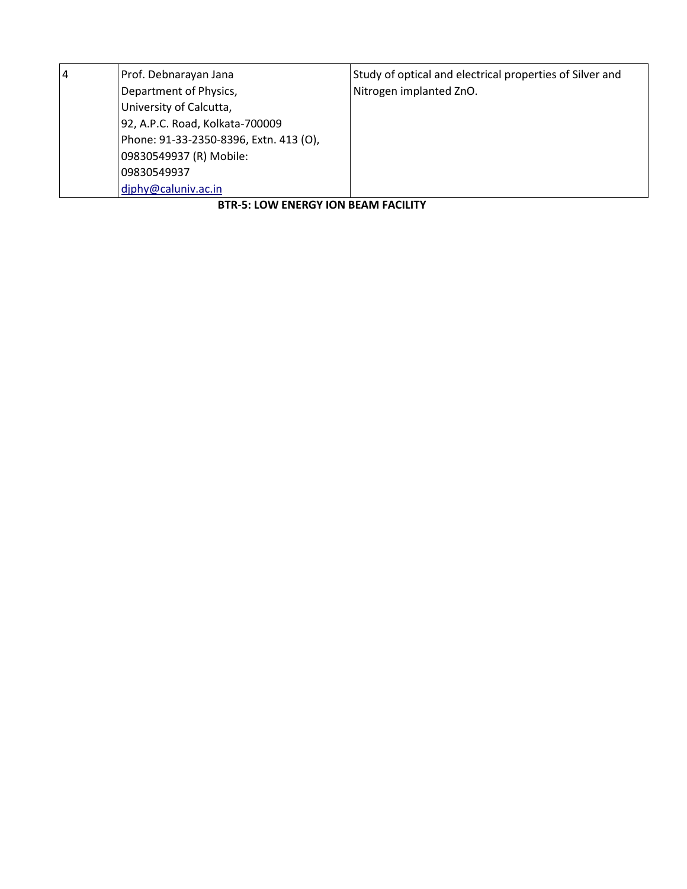| | | |
|---|---|---|
| 4 | Prof. Debnarayan Jana<br>Department of Physics,<br>University of Calcutta,<br>92, A.P.C. Road, Kolkata-700009<br>Phone: 91-33-2350-8396, Extn. 413 (O),<br>09830549937 (R) Mobile:<br>09830549937<br>djphy@caluniv.ac.in | Study of optical and electrical properties of Silver and Nitrogen implanted ZnO. |

**BTR-5: LOW ENERGY ION BEAM FACILITY**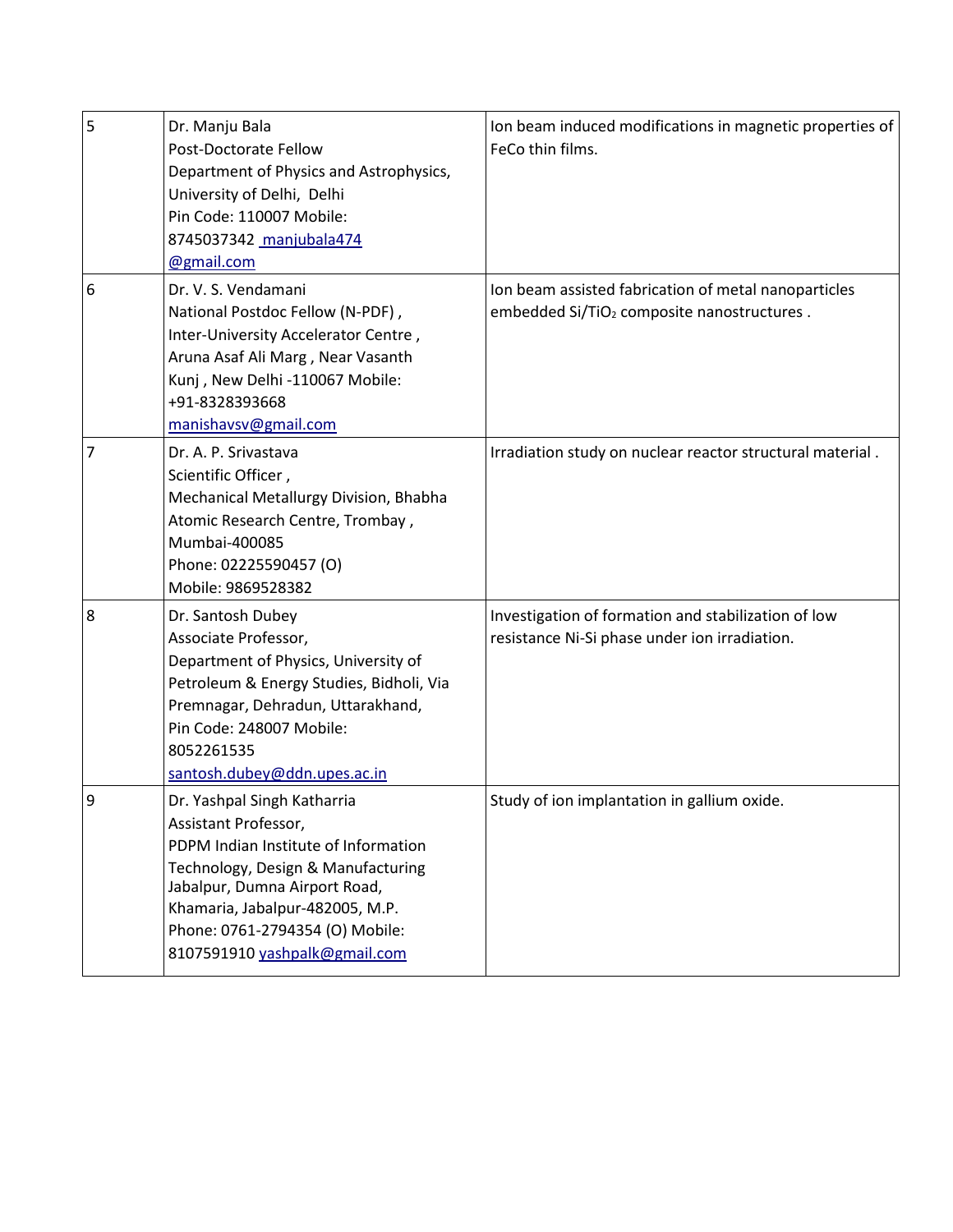| | | |
|---|---|---|
| 5 | Dr. Manju Bala<br>Post-Doctorate Fellow<br>Department of Physics and Astrophysics, University of Delhi, Delhi<br>Pin Code: 110007 Mobile: 8745037342 manjubala474@gmail.com | Ion beam induced modifications in magnetic properties of FeCo thin films. |
| 6 | Dr. V. S. Vendamani<br>National Postdoc Fellow (N-PDF) ,<br>Inter-University Accelerator Centre ,<br>Aruna Asaf Ali Marg , Near Vasanth Kunj , New Delhi -110067 Mobile: +91-8328393668<br>manishavsv@gmail.com | Ion beam assisted fabrication of metal nanoparticles embedded Si/$TiO_2$ composite nanostructures . |
| 7 | Dr. A. P. Srivastava<br>Scientific Officer ,<br>Mechanical Metallurgy Division, Bhabha Atomic Research Centre, Trombay , Mumbai-400085<br>Phone: 02225590457 (O)<br>Mobile: 9869528382 | Irradiation study on nuclear reactor structural material . |
| 8 | Dr. Santosh Dubey<br>Associate Professor,<br>Department of Physics, University of Petroleum & Energy Studies, Bidholi, Via Premnagar, Dehradun, Uttarakhand,<br>Pin Code: 248007 Mobile: 8052261535<br>santosh.dubey@ddn.upes.ac.in | Investigation of formation and stabilization of low resistance Ni-Si phase under ion irradiation. |
| 9 | Dr. Yashpal Singh Katharria<br>Assistant Professor,<br>PDPM Indian Institute of Information Technology, Design & Manufacturing Jabalpur, Dumna Airport Road, Khamaria, Jabalpur-482005, M.P.<br>Phone: 0761-2794354 (O) Mobile: 8107591910 yashpalk@gmail.com | Study of ion implantation in gallium oxide. |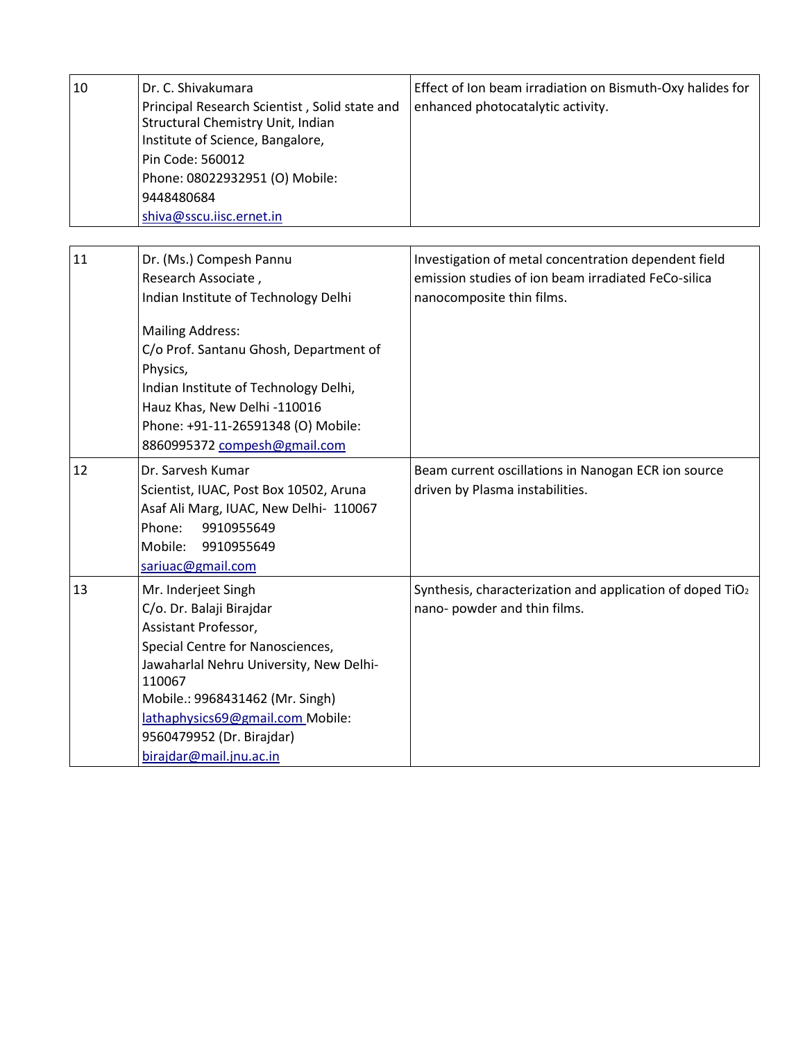| | | |
|---|---|---|
| 10 | Dr. C. Shivakumara<br>Principal Research Scientist , Solid state and Structural Chemistry Unit, Indian Institute of Science, Bangalore,<br>Pin Code: 560012<br>Phone: 08022932951 (O) Mobile: 9448480684<br>shiva@sscu.iisc.ernet.in | Effect of Ion beam irradiation on Bismuth-Oxy halides for enhanced photocatalytic activity. |
| 11 | Dr. (Ms.) Compesh Pannu<br>Research Associate ,<br>Indian Institute of Technology Delhi<br><br>Mailing Address:<br>C/o Prof. Santanu Ghosh, Department of Physics,<br>Indian Institute of Technology Delhi,<br>Hauz Khas, New Delhi -110016<br>Phone: +91-11-26591348 (O) Mobile: 8860995372 compesh@gmail.com | Investigation of metal concentration dependent field emission studies of ion beam irradiated FeCo-silica nanocomposite thin films. |
| 12 | Dr. Sarvesh Kumar<br>Scientist, IUAC, Post Box 10502, Aruna Asaf Ali Marg, IUAC, New Delhi- 110067<br>Phone: 9910955649<br>Mobile: 9910955649<br>sariuac@gmail.com | Beam current oscillations in Nanogan ECR ion source driven by Plasma instabilities. |
| 13 | Mr. Inderjeet Singh<br>C/o. Dr. Balaji Birajdar<br>Assistant Professor,<br>Special Centre for Nanosciences,<br>Jawaharlal Nehru University, New Delhi-110067<br>Mobile.: 9968431462 (Mr. Singh)<br>lathaphysics69@gmail.com Mobile: 9560479952 (Dr. Birajdar)<br>birajdar@mail.jnu.ac.in | Synthesis, characterization and application of doped $TiO_2$ nano- powder and thin films. |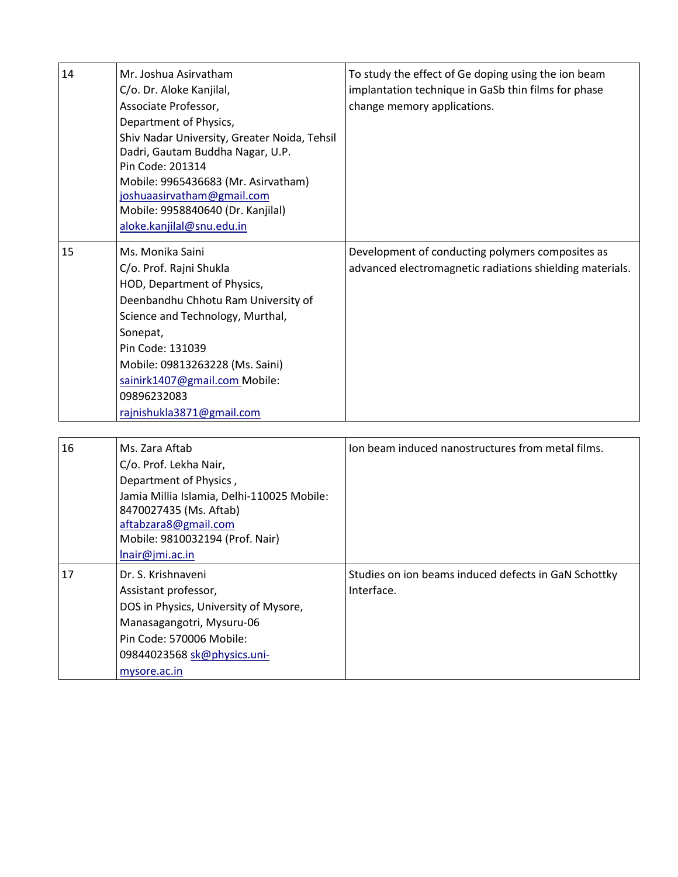| | | |
|---|---|---|
| 14 | Mr. Joshua Asirvatham<br>C/o. Dr. Aloke Kanjilal,<br>Associate Professor,<br>Department of Physics,<br>Shiv Nadar University, Greater Noida, Tehsil Dadri, Gautam Buddha Nagar, U.P.<br>Pin Code: 201314<br>Mobile: 9965436683 (Mr. Asirvatham)<br>joshuaasirvatham@gmail.com<br>Mobile: 9958840640 (Dr. Kanjilal)<br>aloke.kanjilal@snu.edu.in | To study the effect of Ge doping using the ion beam implantation technique in GaSb thin films for phase change memory applications. |
| 15 | Ms. Monika Saini<br>C/o. Prof. Rajni Shukla<br>HOD, Department of Physics,<br>Deenbandhu Chhotu Ram University of Science and Technology, Murthal, Sonepat,<br>Pin Code: 131039<br>Mobile: 09813263228 (Ms. Saini)<br>sainirk1407@gmail.com Mobile: 09896232083<br>rajnishukla3871@gmail.com | Development of conducting polymers composites as advanced electromagnetic radiations shielding materials. |
| 16 | Ms. Zara Aftab<br>C/o. Prof. Lekha Nair,<br>Department of Physics ,<br>Jamia Millia Islamia, Delhi-110025 Mobile: 8470027435 (Ms. Aftab)<br>aftabzara8@gmail.com<br>Mobile: 9810032194 (Prof. Nair)<br>lnair@jmi.ac.in | Ion beam induced nanostructures from metal films. |
| 17 | Dr. S. Krishnaveni<br>Assistant professor,<br>DOS in Physics, University of Mysore,<br>Manasagangotri, Mysuru-06<br>Pin Code: 570006 Mobile: 09844023568 sk@physics.uni-mysore.ac.in | Studies on ion beams induced defects in GaN Schottky Interface. |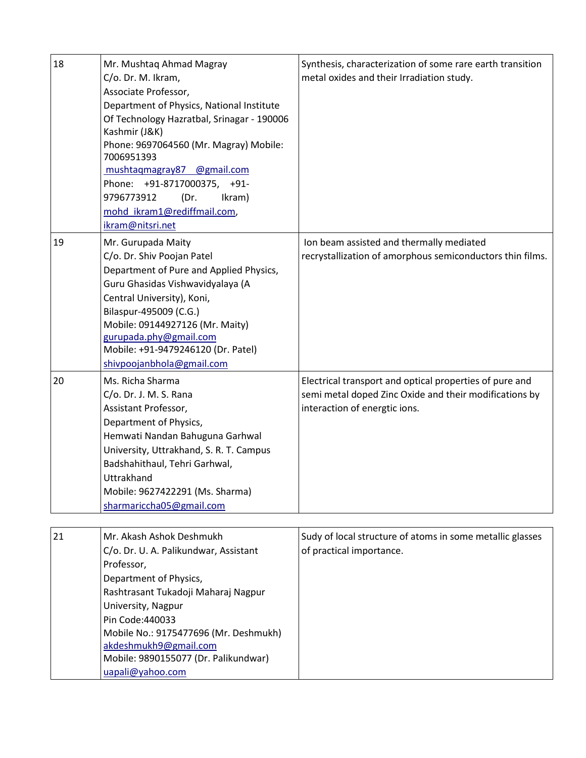| | | |
|---|---|---|
| 18 | Mr. Mushtaq Ahmad Magray<br>C/o. Dr. M. Ikram,<br>Associate Professor,<br>Department of Physics, National Institute Of Technology Hazratbal, Srinagar - 190006 Kashmir (J&K)<br>Phone: 9697064560 (Mr. Magray) Mobile: 7006951393<br>mushtaqmagray87 @gmail.com<br>Phone: +91-8717000375, +91-9796773912 (Dr. Ikram)<br>mohd_ikram1@rediffmail.com,<br>ikram@nitsri.net | Synthesis, characterization of some rare earth transition metal oxides and their Irradiation study. |
| 19 | Mr. Gurupada Maity<br>C/o. Dr. Shiv Poojan Patel<br>Department of Pure and Applied Physics, Guru Ghasidas Vishwavidyalaya (A Central University), Koni,<br>Bilaspur-495009 (C.G.)<br>Mobile: 09144927126 (Mr. Maity)<br>gurupada.phy@gmail.com<br>Mobile: +91-9479246120 (Dr. Patel)<br>shivpoojanbhola@gmail.com | Ion beam assisted and thermally mediated recrystallization of amorphous semiconductors thin films. |
| 20 | Ms. Richa Sharma<br>C/o. Dr. J. M. S. Rana<br>Assistant Professor,<br>Department of Physics,<br>Hemwati Nandan Bahuguna Garhwal University, Uttrakhand, S. R. T. Campus Badshahithaul, Tehri Garhwal,<br>Uttrakhand<br>Mobile: 9627422291 (Ms. Sharma)<br>sharmariccha05@gmail.com | Electrical transport and optical properties of pure and semi metal doped Zinc Oxide and their modifications by interaction of energtic ions. |
| 21 | Mr. Akash Ashok Deshmukh<br>C/o. Dr. U. A. Palikundwar, Assistant Professor,<br>Department of Physics,<br>Rashtrasant Tukadoji Maharaj Nagpur University, Nagpur<br>Pin Code:440033<br>Mobile No.: 9175477696 (Mr. Deshmukh)<br>akdeshmukh9@gmail.com<br>Mobile: 9890155077 (Dr. Palikundwar)<br>uapali@yahoo.com | Sudy of local structure of atoms in some metallic glasses of practical importance. |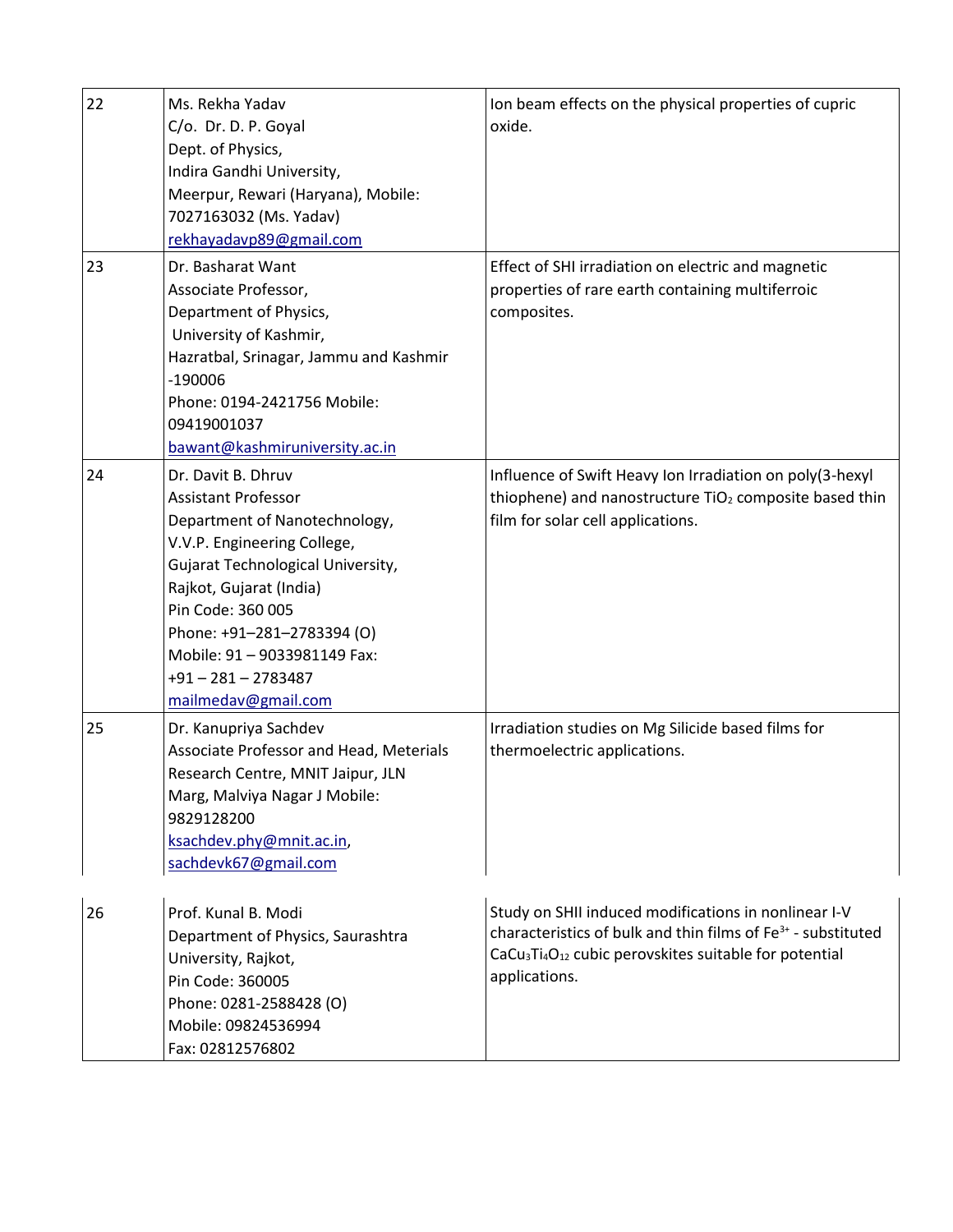| | | |
|---|---|---|
| 22 | Ms. Rekha Yadav<br>C/o. Dr. D. P. Goyal<br>Dept. of Physics,<br>Indira Gandhi University,<br>Meerpur, Rewari (Haryana), Mobile: 7027163032 (Ms. Yadav)<br>rekhayadavp89@gmail.com | Ion beam effects on the physical properties of cupric oxide. |
| 23 | Dr. Basharat Want<br>Associate Professor,<br>Department of Physics,<br>University of Kashmir,<br>Hazratbal, Srinagar, Jammu and Kashmir -190006<br>Phone: 0194-2421756 Mobile: 09419001037<br>bawant@kashmiruniversity.ac.in | Effect of SHI irradiation on electric and magnetic properties of rare earth containing multiferroic composites. |
| 24 | Dr. Davit B. Dhruv<br>Assistant Professor<br>Department of Nanotechnology,<br>V.V.P. Engineering College,<br>Gujarat Technological University,<br>Rajkot, Gujarat (India)<br>Pin Code: 360 005<br>Phone: +91–281–2783394 (O)<br>Mobile: 91 – 9033981149 Fax: +91 – 281 – 2783487<br>mailmedav@gmail.com | Influence of Swift Heavy Ion Irradiation on poly(3-hexyl thiophene) and nanostructure $TiO_2$ composite based thin film for solar cell applications. |
| 25 | Dr. Kanupriya Sachdev<br>Associate Professor and Head, Meterials Research Centre, MNIT Jaipur, JLN Marg, Malviya Nagar J Mobile: 9829128200<br>ksachdev.phy@mnit.ac.in, sachdevk67@gmail.com | Irradiation studies on Mg Silicide based films for thermoelectric applications. |
| 26 | Prof. Kunal B. Modi<br>Department of Physics, Saurashtra University, Rajkot,<br>Pin Code: 360005<br>Phone: 0281-2588428 (O)<br>Mobile: 09824536994<br>Fax: 02812576802 | Study on SHII induced modifications in nonlinear I-V characteristics of bulk and thin films of $Fe^{3+}$ - substituted $CaCu_3Ti_4O_{12}$ cubic perovskites suitable for potential applications. |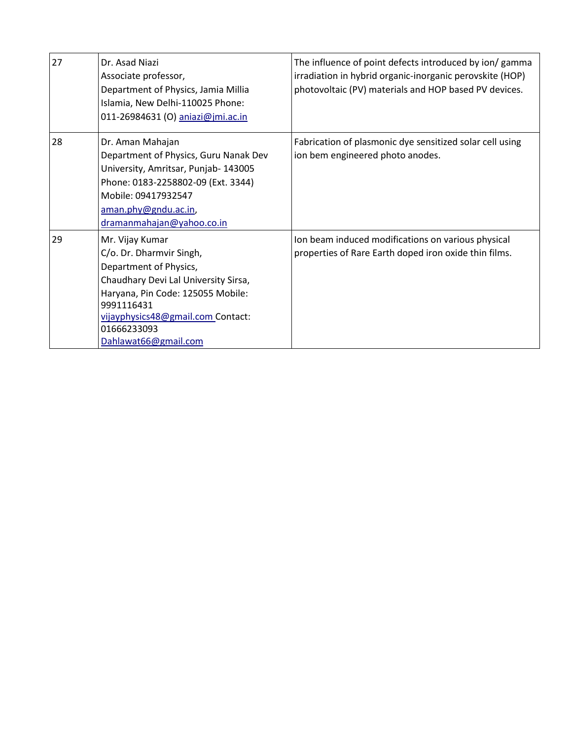| | | |
|---|---|---|
| 27 | Dr. Asad Niazi<br>Associate professor,<br>Department of Physics, Jamia Millia Islamia, New Delhi-110025 Phone: 011-26984631 (O) aniazi@jmi.ac.in | The influence of point defects introduced by ion/ gamma irradiation in hybrid organic-inorganic perovskite (HOP) photovoltaic (PV) materials and HOP based PV devices. |
| 28 | Dr. Aman Mahajan<br>Department of Physics, Guru Nanak Dev University, Amritsar, Punjab- 143005<br>Phone: 0183-2258802-09 (Ext. 3344)<br>Mobile: 09417932547<br>aman.phy@gndu.ac.in,<br>dramanmahajan@yahoo.co.in | Fabrication of plasmonic dye sensitized solar cell using ion bem engineered photo anodes. |
| 29 | Mr. Vijay Kumar<br>C/o. Dr. Dharmvir Singh,<br>Department of Physics,<br>Chaudhary Devi Lal University Sirsa, Haryana, Pin Code: 125055 Mobile: 9991116431<br>vijayphysics48@gmail.com Contact: 01666233093<br>Dahlawat66@gmail.com | Ion beam induced modifications on various physical properties of Rare Earth doped iron oxide thin films. |